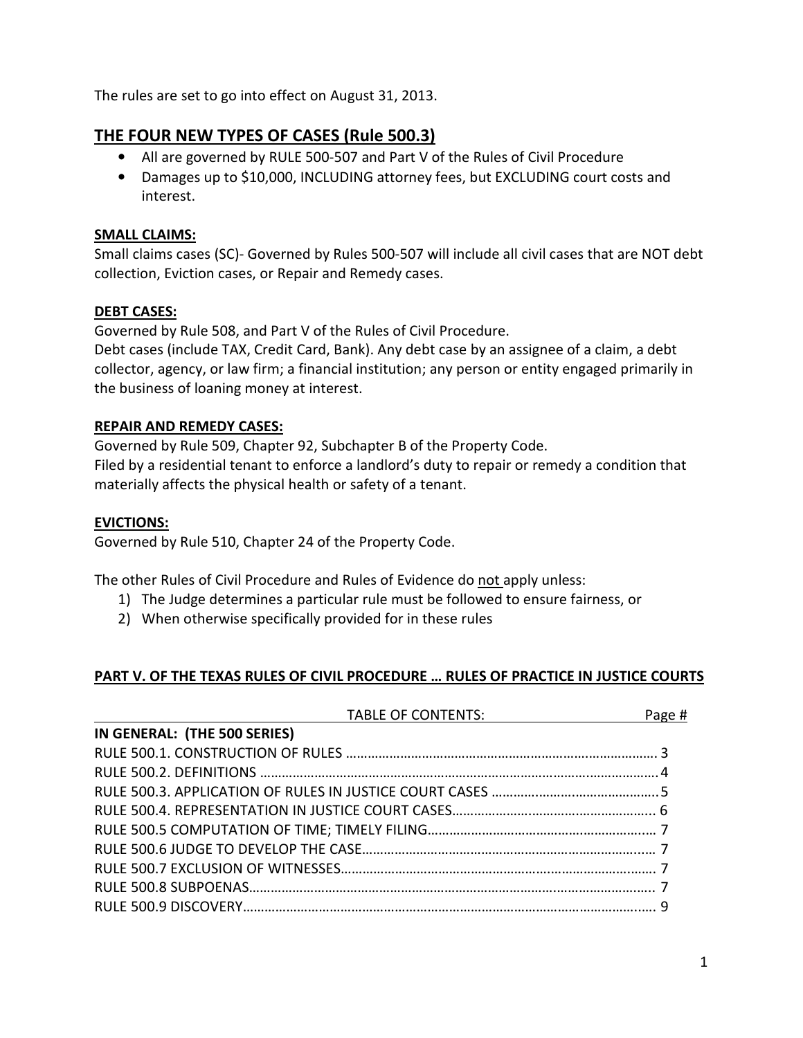The rules are set to go into effect on August 31, 2013.

## THE FOUR NEW TYPES OF CASES (Rule 500.3)

- All are governed by RULE 500-507 and Part V of the Rules of Civil Procedure
- Damages up to $10,000, INCLUDING attorney fees, but EXCLUDING court costs and interest.

**SMALL CLAIMS:**
Small claims cases (SC)- Governed by Rules 500-507 will include all civil cases that are NOT debt collection, Eviction cases, or Repair and Remedy cases.

**DEBT CASES:**
Governed by Rule 508, and Part V of the Rules of Civil Procedure.
Debt cases (include TAX, Credit Card, Bank). Any debt case by an assignee of a claim, a debt collector, agency, or law firm; a financial institution; any person or entity engaged primarily in the business of loaning money at interest.

**REPAIR AND REMEDY CASES:**
Governed by Rule 509, Chapter 92, Subchapter B of the Property Code.
Filed by a residential tenant to enforce a landlord's duty to repair or remedy a condition that materially affects the physical health or safety of a tenant.

**EVICTIONS:**
Governed by Rule 510, Chapter 24 of the Property Code.

The other Rules of Civil Procedure and Rules of Evidence do not apply unless:

1) The Judge determines a particular rule must be followed to ensure fairness, or
2) When otherwise specifically provided for in these rules

**PART V. OF THE TEXAS RULES OF CIVIL PROCEDURE … RULES OF PRACTICE IN JUSTICE COURTS**

| TABLE OF CONTENTS: | Page # |
| --- | --- |
| **IN GENERAL: (THE 500 SERIES)** | |
| RULE 500.1. CONSTRUCTION OF RULES | 3 |
| RULE 500.2. DEFINITIONS | 4 |
| RULE 500.3. APPLICATION OF RULES IN JUSTICE COURT CASES | 5 |
| RULE 500.4. REPRESENTATION IN JUSTICE COURT CASES | 6 |
| RULE 500.5 COMPUTATION OF TIME; TIMELY FILING | 7 |
| RULE 500.6 JUDGE TO DEVELOP THE CASE | 7 |
| RULE 500.7 EXCLUSION OF WITNESSES | 7 |
| RULE 500.8 SUBPOENAS | 7 |
| RULE 500.9 DISCOVERY | 9 |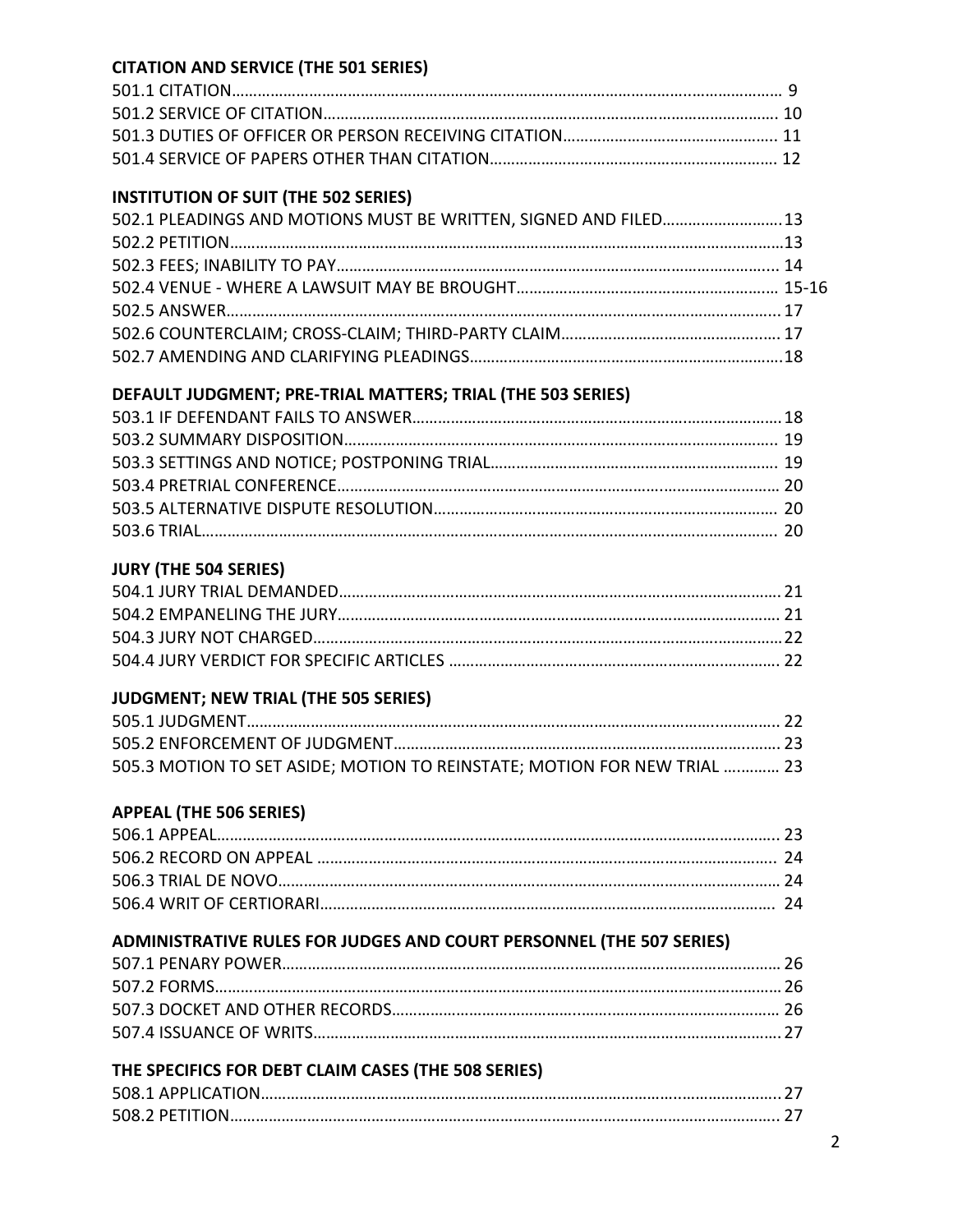**CITATION AND SERVICE (THE 501 SERIES)**

501.1 CITATION……………………………………………………………………………………………………… 9
501.2 SERVICE OF CITATION………………………………………………………………………………… 10
501.3 DUTIES OF OFFICER OR PERSON RECEIVING CITATION………………………………… 11
501.4 SERVICE OF PAPERS OTHER THAN CITATION………………………………………………… 12

**INSTITUTION OF SUIT (THE 502 SERIES)**

502.1 PLEADINGS AND MOTIONS MUST BE WRITTEN, SIGNED AND FILED………………………13
502.2 PETITION………………………………………………………………………………………………………13
502.3 FEES; INABILITY TO PAY…………………………………………………………………………… 14
502.4 VENUE - WHERE A LAWSUIT MAY BE BROUGHT……………………………………………… 15-16
502.5 ANSWER……………………………………………………………………………………………………… 17
502.6 COUNTERCLAIM; CROSS-CLAIM; THIRD-PARTY CLAIM………………………………………… 17
502.7 AMENDING AND CLARIFYING PLEADINGS………………………………………………………18

**DEFAULT JUDGMENT; PRE-TRIAL MATTERS; TRIAL (THE 503 SERIES)**

503.1 IF DEFENDANT FAILS TO ANSWER…………………………………………………………………18
503.2 SUMMARY DISPOSITION…………………………………………………………………………… 19
503.3 SETTINGS AND NOTICE; POSTPONING TRIAL………………………………………………… 19
503.4 PRETRIAL CONFERENCE……………………………………………………………………………… 20
503.5 ALTERNATIVE DISPUTE RESOLUTION…………………………………………………………… 20
503.6 TRIAL……………………………………………………………………………………………………… 20

**JURY (THE 504 SERIES)**

504.1 JURY TRIAL DEMANDED……………………………………………………………………………… 21
504.2 EMPANELING THE JURY……………………………………………………………………………… 21
504.3 JURY NOT CHARGED……………………………………………………………………………………22
504.4 JURY VERDICT FOR SPECIFIC ARTICLES ……………………………………………………… 22

**JUDGMENT; NEW TRIAL (THE 505 SERIES)**

505.1 JUDGMENT……………………………………………………………………………………………… 22
505.2 ENFORCEMENT OF JUDGMENT…………………………………………………………………… 23
505.3 MOTION TO SET ASIDE; MOTION TO REINSTATE; MOTION FOR NEW TRIAL …………. 23

**APPEAL (THE 506 SERIES)**

506.1 APPEAL…………………………………………………………………………………………………… 23
506.2 RECORD ON APPEAL ………………………………………………………………………………… 24
506.3 TRIAL DE NOVO………………………………………………………………………………………… 24
506.4 WRIT OF CERTIORARI……………………………………………………………………………… 24

**ADMINISTRATIVE RULES FOR JUDGES AND COURT PERSONNEL (THE 507 SERIES)**

507.1 PENARY POWER……………………………………………………………………………………… 26
507.2 FORMS……………………………………………………………………………………………………… 26
507.3 DOCKET AND OTHER RECORDS…………………………………………………………………… 26
507.4 ISSUANCE OF WRITS………………………………………………………………………………… 27

**THE SPECIFICS FOR DEBT CLAIM CASES (THE 508 SERIES)**

508.1 APPLICATION…………………………………………………………………………………………… 27
508.2 PETITION………………………………………………………………………………………………… 27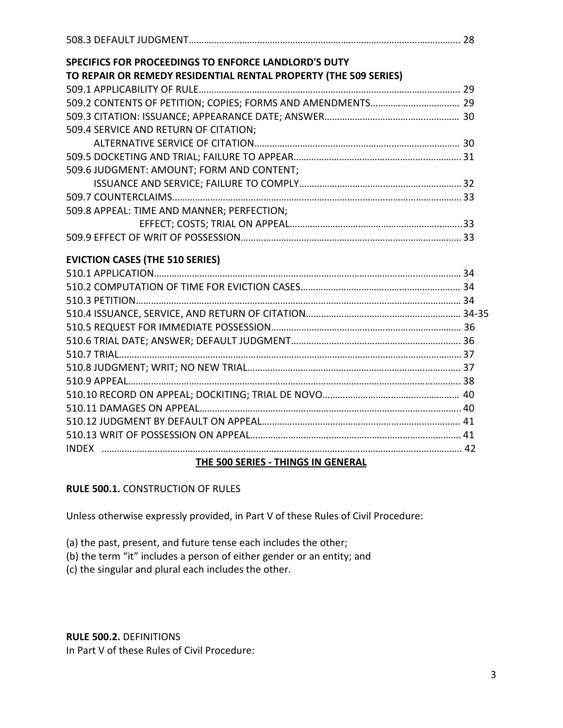508.3 DEFAULT JUDGMENT………………………………………………………………………………………… 28

**SPECIFICS FOR PROCEEDINGS TO ENFORCE LANDLORD'S DUTY TO REPAIR OR REMEDY RESIDENTIAL RENTAL PROPERTY (THE 509 SERIES)**

509.1 APPLICABILITY OF RULE…………………………………………………………………………………… 29
509.2 CONTENTS OF PETITION; COPIES; FORMS AND AMENDMENTS……………………………… 29
509.3 CITATION: ISSUANCE; APPEARANCE DATE; ANSWER……………………………………………… 30
509.4 SERVICE AND RETURN OF CITATION;
ALTERNATIVE SERVICE OF CITATION………………………………………………………………… 30
509.5 DOCKETING AND TRIAL; FAILURE TO APPEAR………………………………………………………… 31
509.6 JUDGMENT: AMOUNT; FORM AND CONTENT;
ISSUANCE AND SERVICE; FAILURE TO COMPLY……………………………………………………… 32
509.7 COUNTERCLAIMS………………………………………………………………………………………………… 33
509.8 APPEAL: TIME AND MANNER; PERFECTION;
EFFECT; COSTS; TRIAL ON APPEAL…………………………………………………………………..33
509.9 EFFECT OF WRIT OF POSSESSION……………………………………………………………………… 33

**EVICTION CASES (THE 510 SERIES)**

510.1 APPLICATION……………………………………………………………………………………………………… 34
510.2 COMPUTATION OF TIME FOR EVICTION CASES……………………………………………………… 34
510.3 PETITION……………………………………………………………………………………………………………… 34
510.4 ISSUANCE, SERVICE, AND RETURN OF CITATION……………………………………………………… 34-35
510.5 REQUEST FOR IMMEDIATE POSSESSION………………………………………………………………… 36
510.6 TRIAL DATE; ANSWER; DEFAULT JUDGMENT…………………………………………………………. 36
510.7 TRIAL…………………………………………………………………………………………………………………… 37
510.8 JUDGMENT; WRIT; NO NEW TRIAL………………………………………………………………………… 37
510.9 APPEAL……………………………………………………………………………………………………………….. 38
510.10 RECORD ON APPEAL; DOCKITING; TRIAL DE NOVO…………………………………………… 40
510.11 DAMAGES ON APPEAL……………………………………………………………………………………… 40
510.12 JUDGMENT BY DEFAULT ON APPEAL…………………………………………………………………. 41
510.13 WRIT OF POSSESSION ON APPEAL……………………………………………………………………… 41
INDEX ………………………………………………………………………………………………………………………. 42

## THE 500 SERIES - THINGS IN GENERAL

**RULE 500.1.** CONSTRUCTION OF RULES

Unless otherwise expressly provided, in Part V of these Rules of Civil Procedure:

(a) the past, present, and future tense each includes the other;
(b) the term "it" includes a person of either gender or an entity; and
(c) the singular and plural each includes the other.

**RULE 500.2.** DEFINITIONS
In Part V of these Rules of Civil Procedure: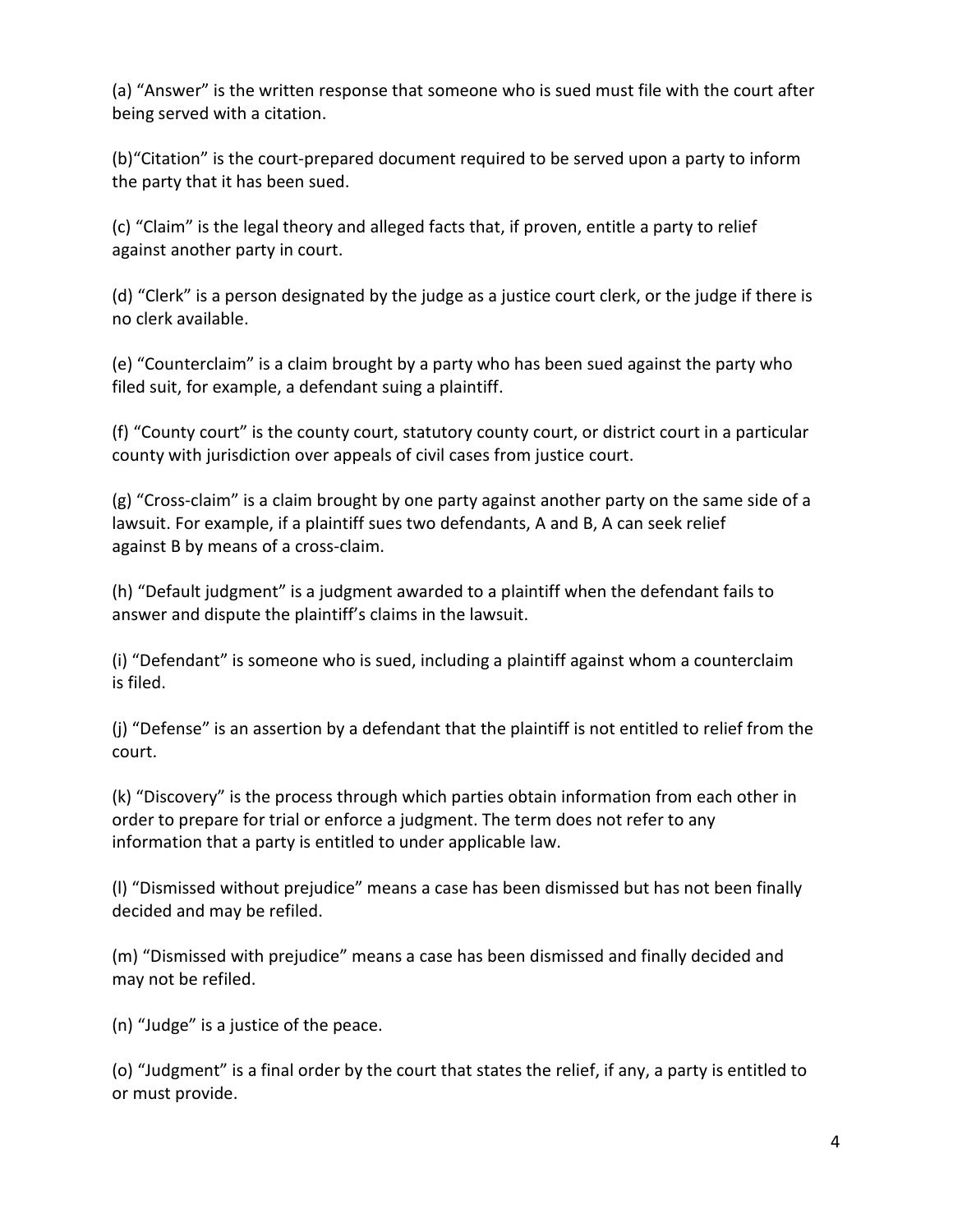(a) "Answer" is the written response that someone who is sued must file with the court after being served with a citation.

(b)"Citation" is the court-prepared document required to be served upon a party to inform the party that it has been sued.

(c) "Claim" is the legal theory and alleged facts that, if proven, entitle a party to relief against another party in court.

(d) "Clerk" is a person designated by the judge as a justice court clerk, or the judge if there is no clerk available.

(e) "Counterclaim" is a claim brought by a party who has been sued against the party who filed suit, for example, a defendant suing a plaintiff.

(f) "County court" is the county court, statutory county court, or district court in a particular county with jurisdiction over appeals of civil cases from justice court.

(g) "Cross-claim" is a claim brought by one party against another party on the same side of a lawsuit. For example, if a plaintiff sues two defendants, A and B, A can seek relief against B by means of a cross-claim.

(h) "Default judgment" is a judgment awarded to a plaintiff when the defendant fails to answer and dispute the plaintiff's claims in the lawsuit.

(i) "Defendant" is someone who is sued, including a plaintiff against whom a counterclaim is filed.

(j) "Defense" is an assertion by a defendant that the plaintiff is not entitled to relief from the court.

(k) "Discovery" is the process through which parties obtain information from each other in order to prepare for trial or enforce a judgment. The term does not refer to any information that a party is entitled to under applicable law.

(l) "Dismissed without prejudice" means a case has been dismissed but has not been finally decided and may be refiled.

(m) "Dismissed with prejudice" means a case has been dismissed and finally decided and may not be refiled.

(n) "Judge" is a justice of the peace.

(o) "Judgment" is a final order by the court that states the relief, if any, a party is entitled to or must provide.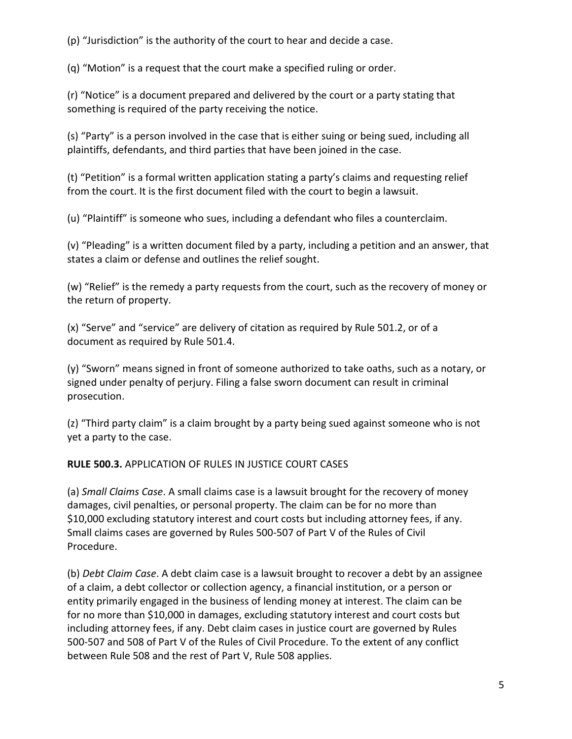(p) “Jurisdiction” is the authority of the court to hear and decide a case.

(q) “Motion” is a request that the court make a specified ruling or order.

(r) “Notice” is a document prepared and delivered by the court or a party stating that something is required of the party receiving the notice.

(s) “Party” is a person involved in the case that is either suing or being sued, including all plaintiffs, defendants, and third parties that have been joined in the case.

(t) “Petition” is a formal written application stating a party’s claims and requesting relief from the court. It is the first document filed with the court to begin a lawsuit.

(u) “Plaintiff” is someone who sues, including a defendant who files a counterclaim.

(v) “Pleading” is a written document filed by a party, including a petition and an answer, that states a claim or defense and outlines the relief sought.

(w) “Relief” is the remedy a party requests from the court, such as the recovery of money or the return of property.

(x) “Serve” and “service” are delivery of citation as required by Rule 501.2, or of a document as required by Rule 501.4.

(y) “Sworn” means signed in front of someone authorized to take oaths, such as a notary, or signed under penalty of perjury. Filing a false sworn document can result in criminal prosecution.

(z) “Third party claim” is a claim brought by a party being sued against someone who is not yet a party to the case.

**RULE 500.3.** APPLICATION OF RULES IN JUSTICE COURT CASES

(a) *Small Claims Case*. A small claims case is a lawsuit brought for the recovery of money damages, civil penalties, or personal property. The claim can be for no more than $10,000 excluding statutory interest and court costs but including attorney fees, if any. Small claims cases are governed by Rules 500-507 of Part V of the Rules of Civil Procedure.

(b) *Debt Claim Case*. A debt claim case is a lawsuit brought to recover a debt by an assignee of a claim, a debt collector or collection agency, a financial institution, or a person or entity primarily engaged in the business of lending money at interest. The claim can be for no more than $10,000 in damages, excluding statutory interest and court costs but including attorney fees, if any. Debt claim cases in justice court are governed by Rules 500-507 and 508 of Part V of the Rules of Civil Procedure. To the extent of any conflict between Rule 508 and the rest of Part V, Rule 508 applies.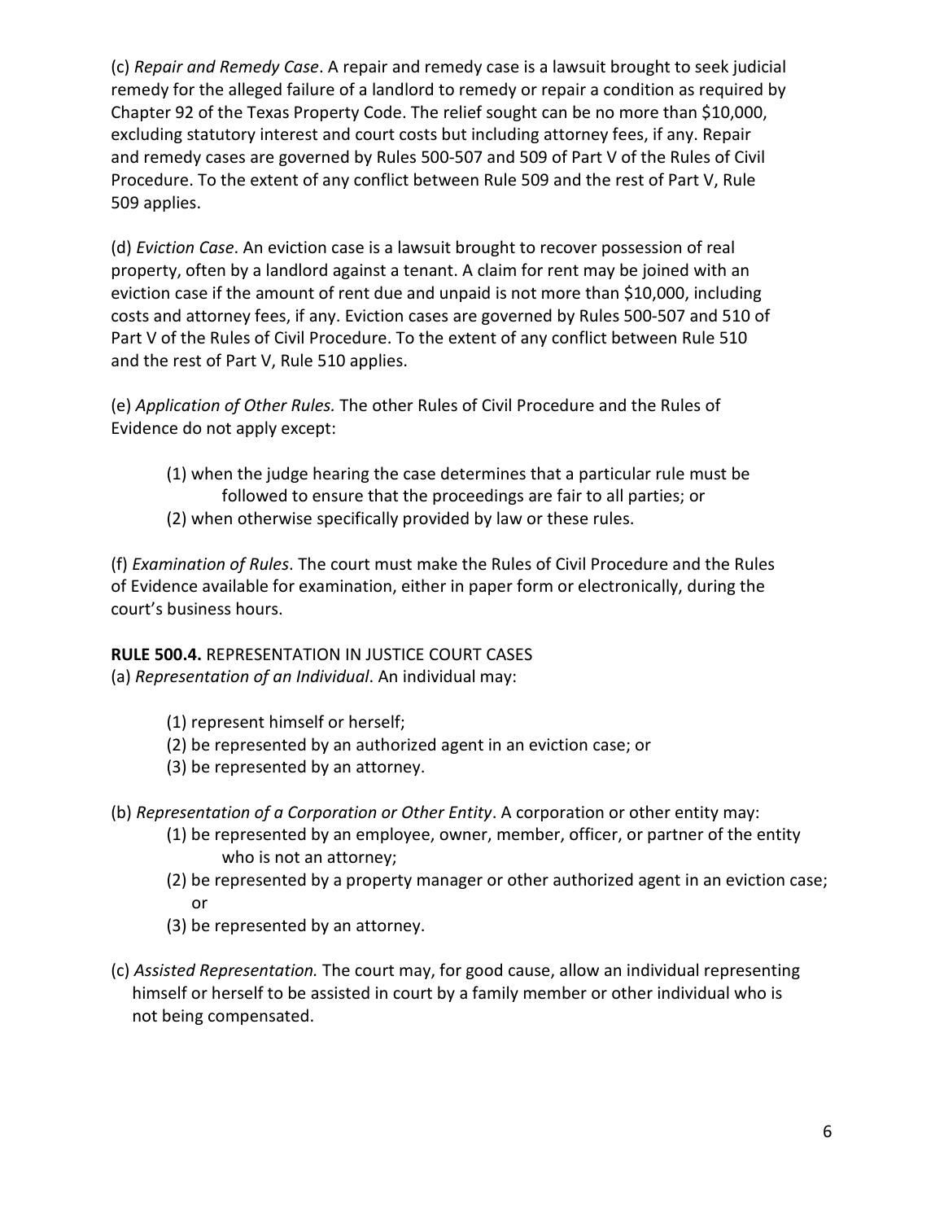(c) *Repair and Remedy Case*. A repair and remedy case is a lawsuit brought to seek judicial remedy for the alleged failure of a landlord to remedy or repair a condition as required by Chapter 92 of the Texas Property Code. The relief sought can be no more than $10,000, excluding statutory interest and court costs but including attorney fees, if any. Repair and remedy cases are governed by Rules 500-507 and 509 of Part V of the Rules of Civil Procedure. To the extent of any conflict between Rule 509 and the rest of Part V, Rule 509 applies.

(d) *Eviction Case*. An eviction case is a lawsuit brought to recover possession of real property, often by a landlord against a tenant. A claim for rent may be joined with an eviction case if the amount of rent due and unpaid is not more than $10,000, including costs and attorney fees, if any. Eviction cases are governed by Rules 500-507 and 510 of Part V of the Rules of Civil Procedure. To the extent of any conflict between Rule 510 and the rest of Part V, Rule 510 applies.

(e) *Application of Other Rules.* The other Rules of Civil Procedure and the Rules of Evidence do not apply except:

- (1) when the judge hearing the case determines that a particular rule must be followed to ensure that the proceedings are fair to all parties; or
- (2) when otherwise specifically provided by law or these rules.

(f) *Examination of Rules*. The court must make the Rules of Civil Procedure and the Rules of Evidence available for examination, either in paper form or electronically, during the court's business hours.

**RULE 500.4.** REPRESENTATION IN JUSTICE COURT CASES

(a) *Representation of an Individual*. An individual may:

- (1) represent himself or herself;
- (2) be represented by an authorized agent in an eviction case; or
- (3) be represented by an attorney.

(b) *Representation of a Corporation or Other Entity*. A corporation or other entity may:

- (1) be represented by an employee, owner, member, officer, or partner of the entity who is not an attorney;
- (2) be represented by a property manager or other authorized agent in an eviction case; or
- (3) be represented by an attorney.

(c) *Assisted Representation.* The court may, for good cause, allow an individual representing himself or herself to be assisted in court by a family member or other individual who is not being compensated.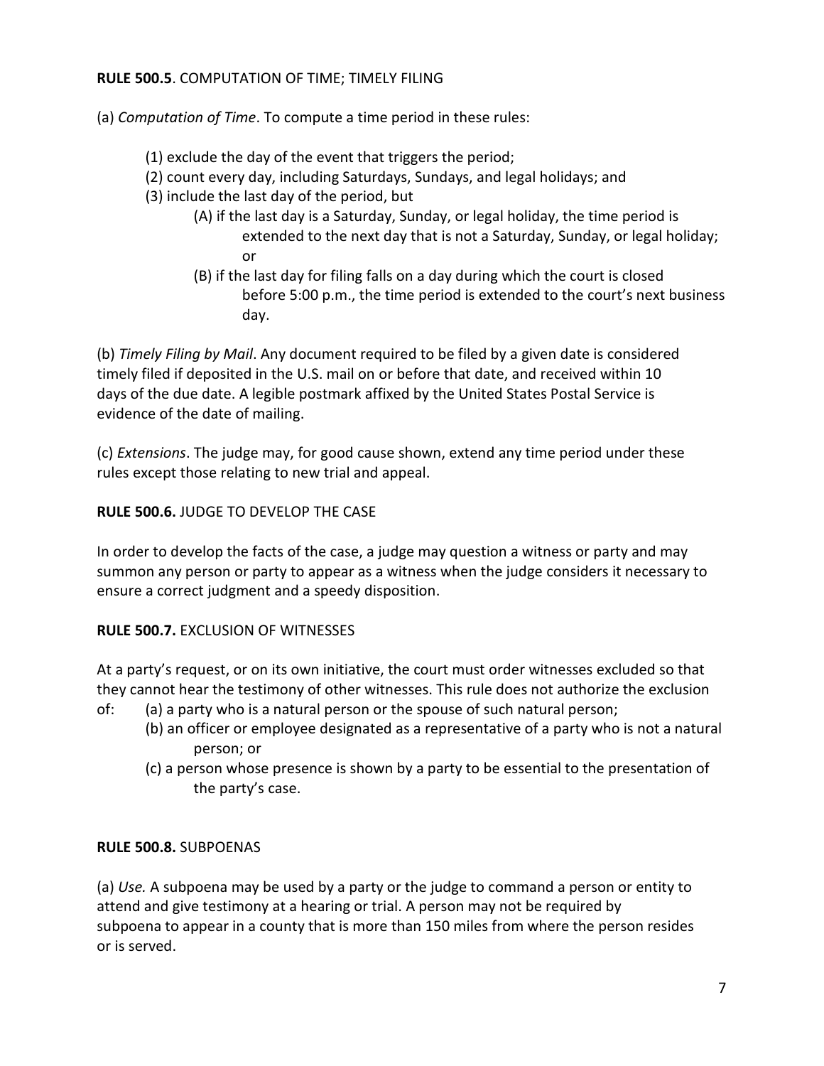**RULE 500.5**. COMPUTATION OF TIME; TIMELY FILING

(a) *Computation of Time*. To compute a time period in these rules:

(1) exclude the day of the event that triggers the period;
(2) count every day, including Saturdays, Sundays, and legal holidays; and
(3) include the last day of the period, but
  (A) if the last day is a Saturday, Sunday, or legal holiday, the time period is extended to the next day that is not a Saturday, Sunday, or legal holiday; or
  (B) if the last day for filing falls on a day during which the court is closed before 5:00 p.m., the time period is extended to the court's next business day.

(b) *Timely Filing by Mail*. Any document required to be filed by a given date is considered timely filed if deposited in the U.S. mail on or before that date, and received within 10 days of the due date. A legible postmark affixed by the United States Postal Service is evidence of the date of mailing.

(c) *Extensions*. The judge may, for good cause shown, extend any time period under these rules except those relating to new trial and appeal.

**RULE 500.6.** JUDGE TO DEVELOP THE CASE

In order to develop the facts of the case, a judge may question a witness or party and may summon any person or party to appear as a witness when the judge considers it necessary to ensure a correct judgment and a speedy disposition.

**RULE 500.7.** EXCLUSION OF WITNESSES

At a party's request, or on its own initiative, the court must order witnesses excluded so that they cannot hear the testimony of other witnesses. This rule does not authorize the exclusion of:
  (a) a party who is a natural person or the spouse of such natural person;
  (b) an officer or employee designated as a representative of a party who is not a natural person; or
  (c) a person whose presence is shown by a party to be essential to the presentation of the party's case.

**RULE 500.8.** SUBPOENAS

(a) *Use.* A subpoena may be used by a party or the judge to command a person or entity to attend and give testimony at a hearing or trial. A person may not be required by subpoena to appear in a county that is more than 150 miles from where the person resides or is served.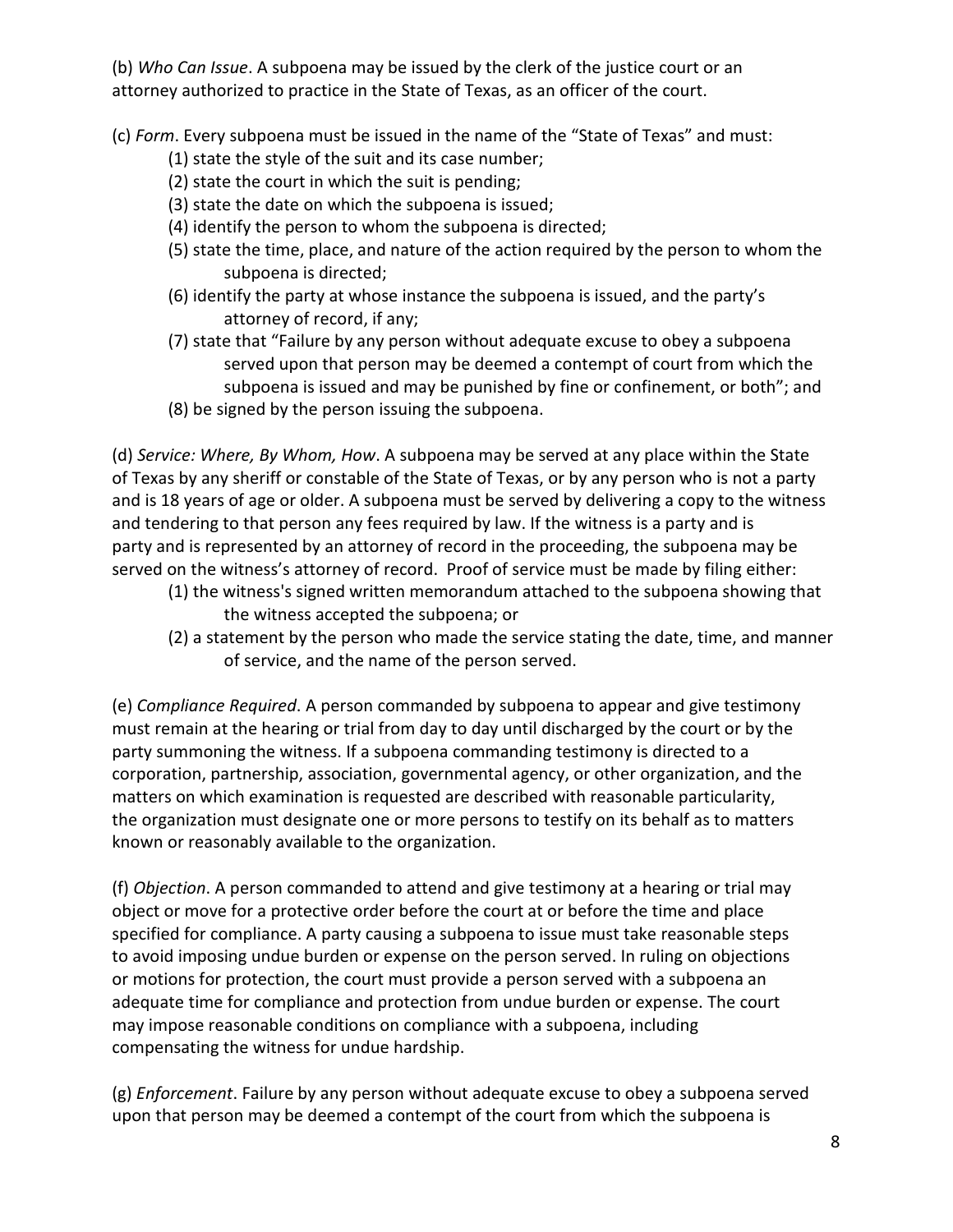(b) *Who Can Issue*. A subpoena may be issued by the clerk of the justice court or an attorney authorized to practice in the State of Texas, as an officer of the court.

(c) *Form*. Every subpoena must be issued in the name of the "State of Texas" and must:

(1) state the style of the suit and its case number;
(2) state the court in which the suit is pending;
(3) state the date on which the subpoena is issued;
(4) identify the person to whom the subpoena is directed;
(5) state the time, place, and nature of the action required by the person to whom the subpoena is directed;
(6) identify the party at whose instance the subpoena is issued, and the party's attorney of record, if any;
(7) state that "Failure by any person without adequate excuse to obey a subpoena served upon that person may be deemed a contempt of court from which the subpoena is issued and may be punished by fine or confinement, or both"; and
(8) be signed by the person issuing the subpoena.

(d) *Service: Where, By Whom, How*. A subpoena may be served at any place within the State of Texas by any sheriff or constable of the State of Texas, or by any person who is not a party and is 18 years of age or older. A subpoena must be served by delivering a copy to the witness and tendering to that person any fees required by law. If the witness is a party and is party and is represented by an attorney of record in the proceeding, the subpoena may be served on the witness's attorney of record. Proof of service must be made by filing either:

(1) the witness's signed written memorandum attached to the subpoena showing that the witness accepted the subpoena; or
(2) a statement by the person who made the service stating the date, time, and manner of service, and the name of the person served.

(e) *Compliance Required*. A person commanded by subpoena to appear and give testimony must remain at the hearing or trial from day to day until discharged by the court or by the party summoning the witness. If a subpoena commanding testimony is directed to a corporation, partnership, association, governmental agency, or other organization, and the matters on which examination is requested are described with reasonable particularity, the organization must designate one or more persons to testify on its behalf as to matters known or reasonably available to the organization.

(f) *Objection*. A person commanded to attend and give testimony at a hearing or trial may object or move for a protective order before the court at or before the time and place specified for compliance. A party causing a subpoena to issue must take reasonable steps to avoid imposing undue burden or expense on the person served. In ruling on objections or motions for protection, the court must provide a person served with a subpoena an adequate time for compliance and protection from undue burden or expense. The court may impose reasonable conditions on compliance with a subpoena, including compensating the witness for undue hardship.

(g) *Enforcement*. Failure by any person without adequate excuse to obey a subpoena served upon that person may be deemed a contempt of the court from which the subpoena is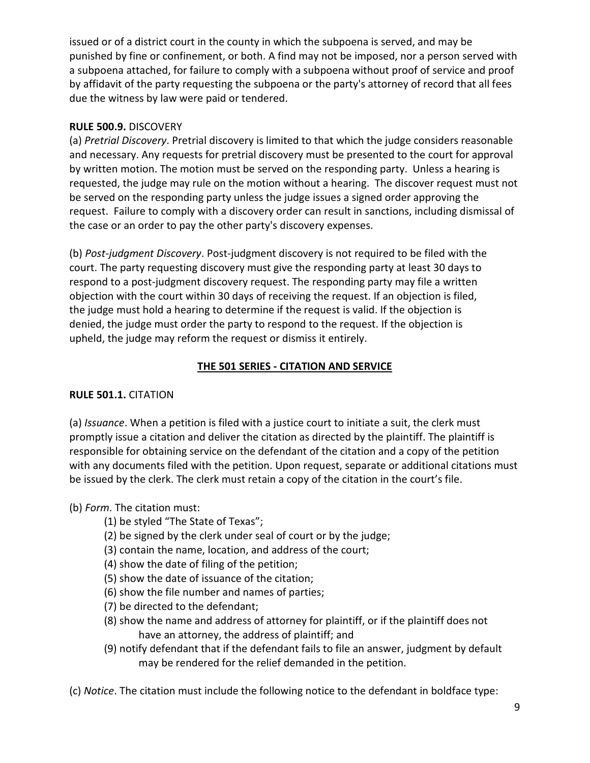issued or of a district court in the county in which the subpoena is served, and may be punished by fine or confinement, or both. A find may not be imposed, nor a person served with a subpoena attached, for failure to comply with a subpoena without proof of service and proof by affidavit of the party requesting the subpoena or the party's attorney of record that all fees due the witness by law were paid or tendered.

**RULE 500.9.** DISCOVERY

(a) *Pretrial Discovery*. Pretrial discovery is limited to that which the judge considers reasonable and necessary. Any requests for pretrial discovery must be presented to the court for approval by written motion. The motion must be served on the responding party. Unless a hearing is requested, the judge may rule on the motion without a hearing. The discover request must not be served on the responding party unless the judge issues a signed order approving the request. Failure to comply with a discovery order can result in sanctions, including dismissal of the case or an order to pay the other party's discovery expenses.

(b) *Post-judgment Discovery*. Post-judgment discovery is not required to be filed with the court. The party requesting discovery must give the responding party at least 30 days to respond to a post-judgment discovery request. The responding party may file a written objection with the court within 30 days of receiving the request. If an objection is filed, the judge must hold a hearing to determine if the request is valid. If the objection is denied, the judge must order the party to respond to the request. If the objection is upheld, the judge may reform the request or dismiss it entirely.

## THE 501 SERIES - CITATION AND SERVICE

**RULE 501.1.** CITATION

(a) *Issuance*. When a petition is filed with a justice court to initiate a suit, the clerk must promptly issue a citation and deliver the citation as directed by the plaintiff. The plaintiff is responsible for obtaining service on the defendant of the citation and a copy of the petition with any documents filed with the petition. Upon request, separate or additional citations must be issued by the clerk. The clerk must retain a copy of the citation in the court's file.

(b) *Form*. The citation must:

(1) be styled "The State of Texas";
(2) be signed by the clerk under seal of court or by the judge;
(3) contain the name, location, and address of the court;
(4) show the date of filing of the petition;
(5) show the date of issuance of the citation;
(6) show the file number and names of parties;
(7) be directed to the defendant;
(8) show the name and address of attorney for plaintiff, or if the plaintiff does not have an attorney, the address of plaintiff; and
(9) notify defendant that if the defendant fails to file an answer, judgment by default may be rendered for the relief demanded in the petition.

(c) *Notice*. The citation must include the following notice to the defendant in boldface type: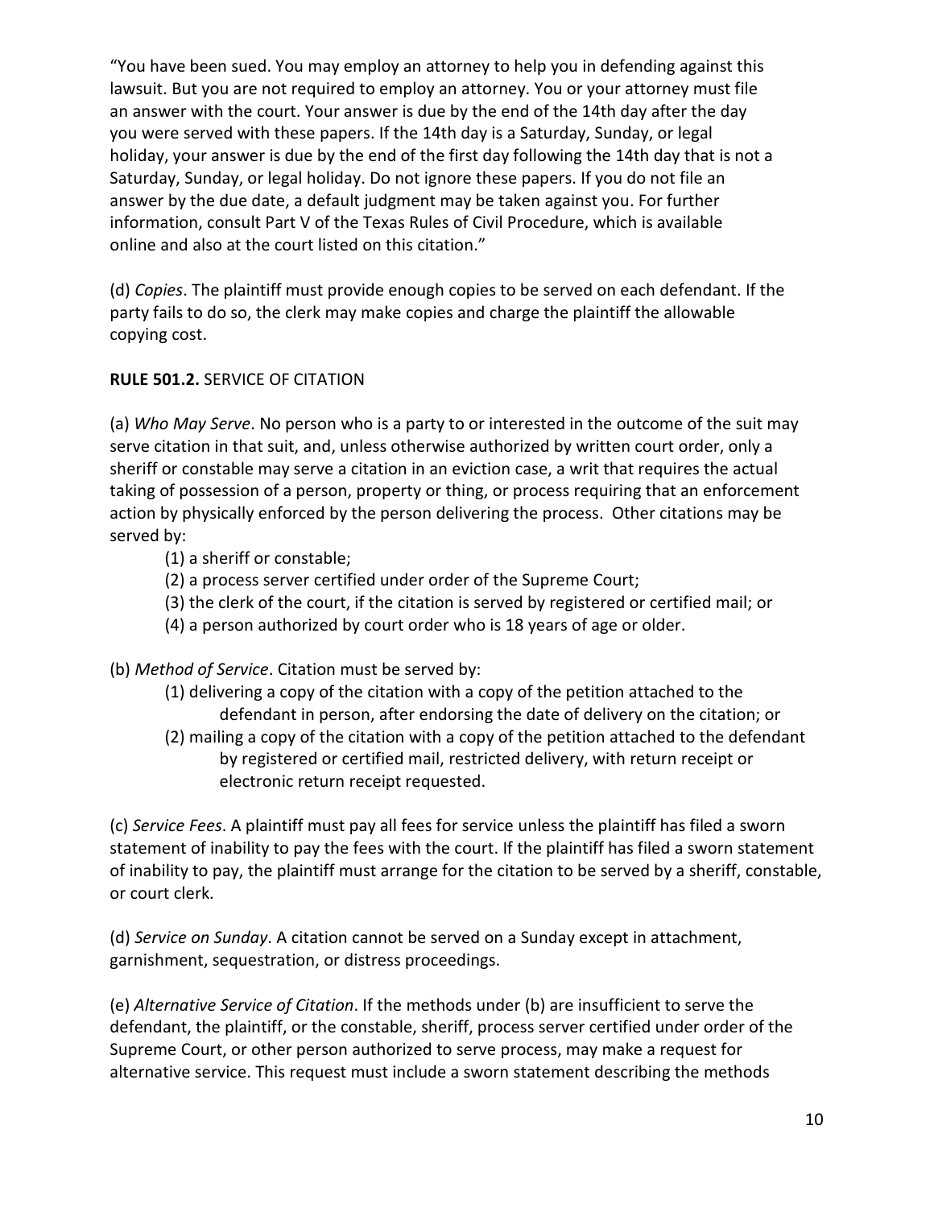"You have been sued. You may employ an attorney to help you in defending against this lawsuit. But you are not required to employ an attorney. You or your attorney must file an answer with the court. Your answer is due by the end of the 14th day after the day you were served with these papers. If the 14th day is a Saturday, Sunday, or legal holiday, your answer is due by the end of the first day following the 14th day that is not a Saturday, Sunday, or legal holiday. Do not ignore these papers. If you do not file an answer by the due date, a default judgment may be taken against you. For further information, consult Part V of the Texas Rules of Civil Procedure, which is available online and also at the court listed on this citation."

(d) *Copies*. The plaintiff must provide enough copies to be served on each defendant. If the party fails to do so, the clerk may make copies and charge the plaintiff the allowable copying cost.

**RULE 501.2.** SERVICE OF CITATION

(a) *Who May Serve*. No person who is a party to or interested in the outcome of the suit may serve citation in that suit, and, unless otherwise authorized by written court order, only a sheriff or constable may serve a citation in an eviction case, a writ that requires the actual taking of possession of a person, property or thing, or process requiring that an enforcement action by physically enforced by the person delivering the process. Other citations may be served by:

(1) a sheriff or constable;
(2) a process server certified under order of the Supreme Court;
(3) the clerk of the court, if the citation is served by registered or certified mail; or
(4) a person authorized by court order who is 18 years of age or older.

(b) *Method of Service*. Citation must be served by:

(1) delivering a copy of the citation with a copy of the petition attached to the defendant in person, after endorsing the date of delivery on the citation; or
(2) mailing a copy of the citation with a copy of the petition attached to the defendant by registered or certified mail, restricted delivery, with return receipt or electronic return receipt requested.

(c) *Service Fees*. A plaintiff must pay all fees for service unless the plaintiff has filed a sworn statement of inability to pay the fees with the court. If the plaintiff has filed a sworn statement of inability to pay, the plaintiff must arrange for the citation to be served by a sheriff, constable, or court clerk.

(d) *Service on Sunday*. A citation cannot be served on a Sunday except in attachment, garnishment, sequestration, or distress proceedings.

(e) *Alternative Service of Citation*. If the methods under (b) are insufficient to serve the defendant, the plaintiff, or the constable, sheriff, process server certified under order of the Supreme Court, or other person authorized to serve process, may make a request for alternative service. This request must include a sworn statement describing the methods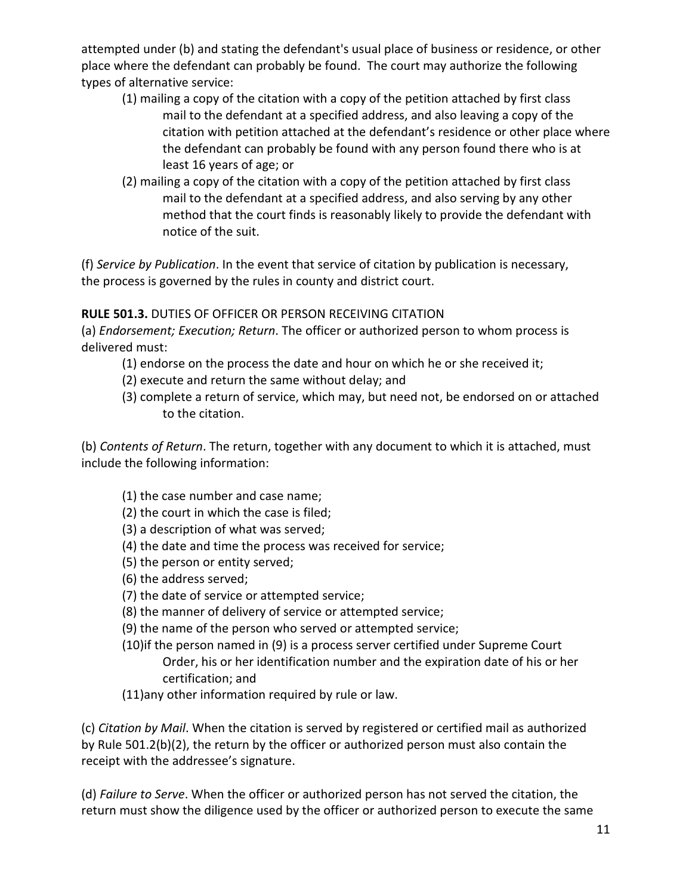attempted under (b) and stating the defendant's usual place of business or residence, or other place where the defendant can probably be found. The court may authorize the following types of alternative service:

(1) mailing a copy of the citation with a copy of the petition attached by first class mail to the defendant at a specified address, and also leaving a copy of the citation with petition attached at the defendant's residence or other place where the defendant can probably be found with any person found there who is at least 16 years of age; or

(2) mailing a copy of the citation with a copy of the petition attached by first class mail to the defendant at a specified address, and also serving by any other method that the court finds is reasonably likely to provide the defendant with notice of the suit.

(f) *Service by Publication*. In the event that service of citation by publication is necessary, the process is governed by the rules in county and district court.

**RULE 501.3.** DUTIES OF OFFICER OR PERSON RECEIVING CITATION

(a) *Endorsement; Execution; Return*. The officer or authorized person to whom process is delivered must:

(1) endorse on the process the date and hour on which he or she received it;

(2) execute and return the same without delay; and

(3) complete a return of service, which may, but need not, be endorsed on or attached to the citation.

(b) *Contents of Return*. The return, together with any document to which it is attached, must include the following information:

(1) the case number and case name;

(2) the court in which the case is filed;

(3) a description of what was served;

(4) the date and time the process was received for service;

(5) the person or entity served;

(6) the address served;

(7) the date of service or attempted service;

(8) the manner of delivery of service or attempted service;

(9) the name of the person who served or attempted service;

(10) if the person named in (9) is a process server certified under Supreme Court Order, his or her identification number and the expiration date of his or her certification; and

(11) any other information required by rule or law.

(c) *Citation by Mail*. When the citation is served by registered or certified mail as authorized by Rule 501.2(b)(2), the return by the officer or authorized person must also contain the receipt with the addressee's signature.

(d) *Failure to Serve*. When the officer or authorized person has not served the citation, the return must show the diligence used by the officer or authorized person to execute the same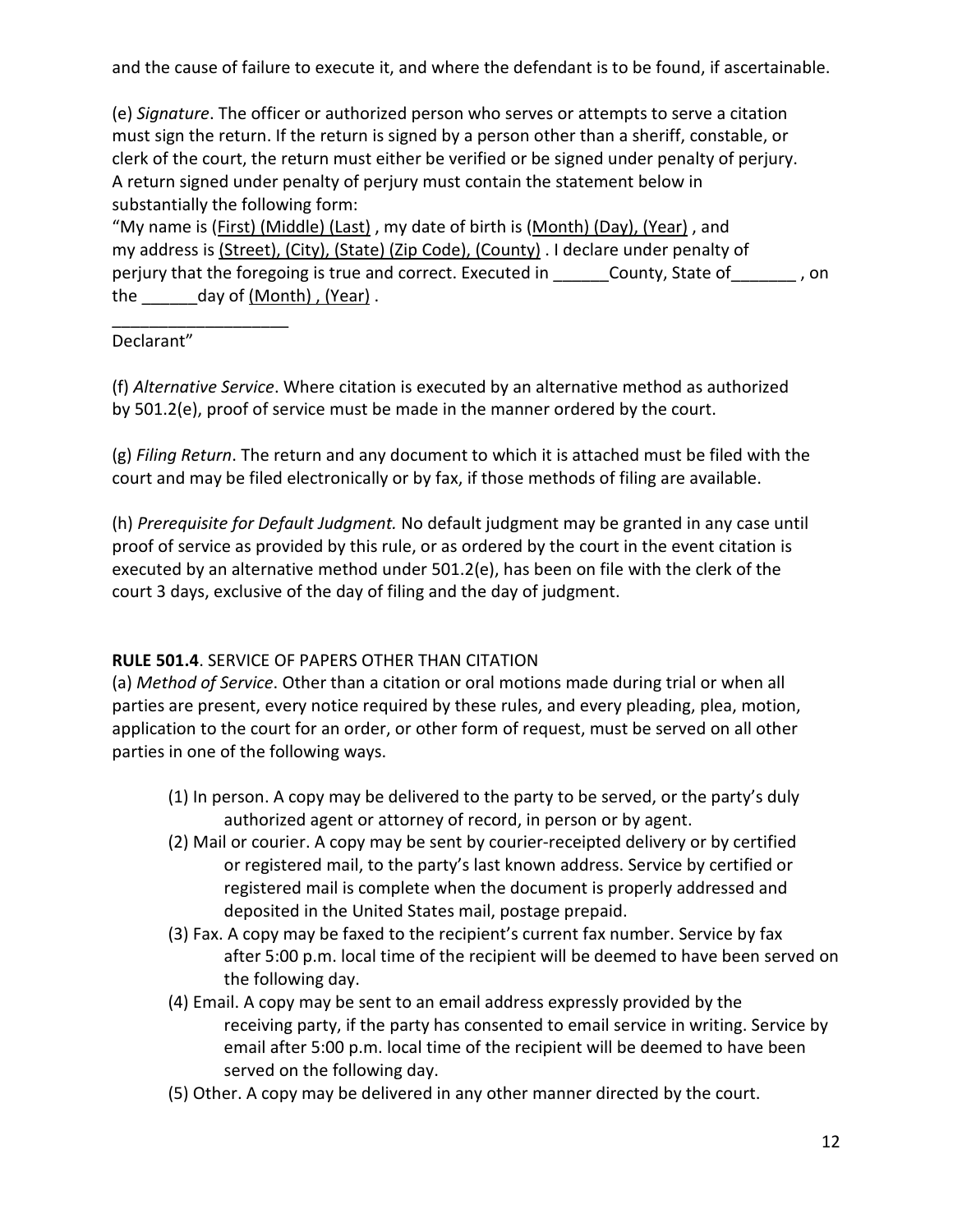and the cause of failure to execute it, and where the defendant is to be found, if ascertainable.

(e) *Signature*. The officer or authorized person who serves or attempts to serve a citation must sign the return. If the return is signed by a person other than a sheriff, constable, or clerk of the court, the return must either be verified or be signed under penalty of perjury. A return signed under penalty of perjury must contain the statement below in substantially the following form:

"My name is (First) (Middle) (Last) , my date of birth is (Month) (Day), (Year) , and my address is (Street), (City), (State) (Zip Code), (County) . I declare under penalty of perjury that the foregoing is true and correct. Executed in ______County, State of_______ , on the ______day of (Month) , (Year) .

___________________
Declarant"

(f) *Alternative Service*. Where citation is executed by an alternative method as authorized by 501.2(e), proof of service must be made in the manner ordered by the court.

(g) *Filing Return*. The return and any document to which it is attached must be filed with the court and may be filed electronically or by fax, if those methods of filing are available.

(h) *Prerequisite for Default Judgment.* No default judgment may be granted in any case until proof of service as provided by this rule, or as ordered by the court in the event citation is executed by an alternative method under 501.2(e), has been on file with the clerk of the court 3 days, exclusive of the day of filing and the day of judgment.

**RULE 501.4**. SERVICE OF PAPERS OTHER THAN CITATION

(a) *Method of Service*. Other than a citation or oral motions made during trial or when all parties are present, every notice required by these rules, and every pleading, plea, motion, application to the court for an order, or other form of request, must be served on all other parties in one of the following ways.

(1) In person. A copy may be delivered to the party to be served, or the party's duly authorized agent or attorney of record, in person or by agent.
(2) Mail or courier. A copy may be sent by courier-receipted delivery or by certified or registered mail, to the party's last known address. Service by certified or registered mail is complete when the document is properly addressed and deposited in the United States mail, postage prepaid.
(3) Fax. A copy may be faxed to the recipient's current fax number. Service by fax after 5:00 p.m. local time of the recipient will be deemed to have been served on the following day.
(4) Email. A copy may be sent to an email address expressly provided by the receiving party, if the party has consented to email service in writing. Service by email after 5:00 p.m. local time of the recipient will be deemed to have been served on the following day.
(5) Other. A copy may be delivered in any other manner directed by the court.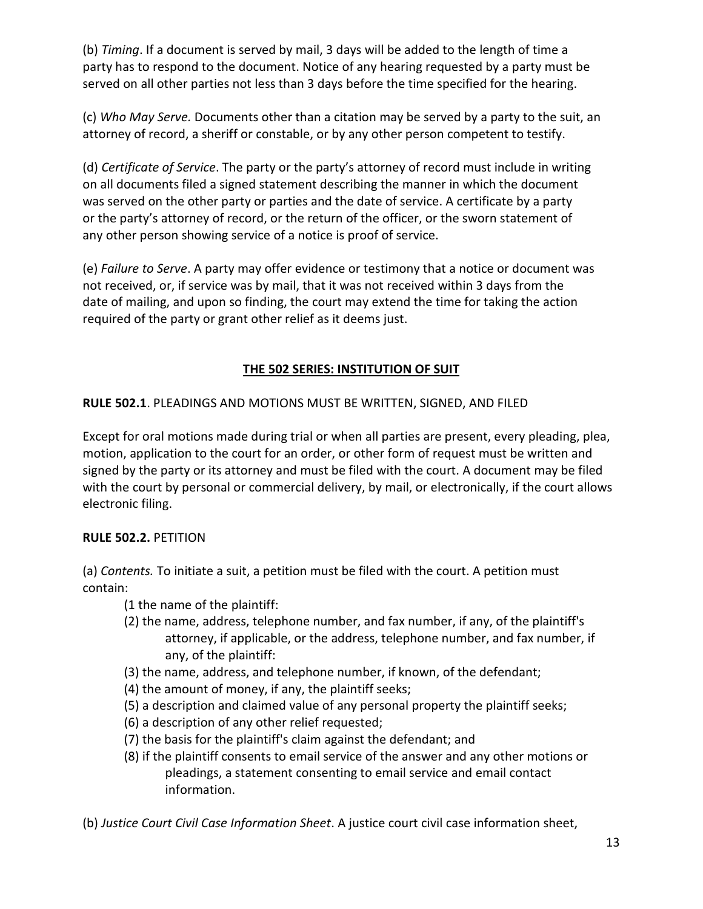(b) *Timing*. If a document is served by mail, 3 days will be added to the length of time a party has to respond to the document. Notice of any hearing requested by a party must be served on all other parties not less than 3 days before the time specified for the hearing.

(c) *Who May Serve.* Documents other than a citation may be served by a party to the suit, an attorney of record, a sheriff or constable, or by any other person competent to testify.

(d) *Certificate of Service*. The party or the party's attorney of record must include in writing on all documents filed a signed statement describing the manner in which the document was served on the other party or parties and the date of service. A certificate by a party or the party's attorney of record, or the return of the officer, or the sworn statement of any other person showing service of a notice is proof of service.

(e) *Failure to Serve*. A party may offer evidence or testimony that a notice or document was not received, or, if service was by mail, that it was not received within 3 days from the date of mailing, and upon so finding, the court may extend the time for taking the action required of the party or grant other relief as it deems just.

## THE 502 SERIES: INSTITUTION OF SUIT

**RULE 502.1**. PLEADINGS AND MOTIONS MUST BE WRITTEN, SIGNED, AND FILED

Except for oral motions made during trial or when all parties are present, every pleading, plea, motion, application to the court for an order, or other form of request must be written and signed by the party or its attorney and must be filed with the court. A document may be filed with the court by personal or commercial delivery, by mail, or electronically, if the court allows electronic filing.

**RULE 502.2.** PETITION

(a) *Contents.* To initiate a suit, a petition must be filed with the court. A petition must contain:

(1 the name of the plaintiff:

(2) the name, address, telephone number, and fax number, if any, of the plaintiff's attorney, if applicable, or the address, telephone number, and fax number, if any, of the plaintiff:

(3) the name, address, and telephone number, if known, of the defendant;

(4) the amount of money, if any, the plaintiff seeks;

(5) a description and claimed value of any personal property the plaintiff seeks;

(6) a description of any other relief requested;

(7) the basis for the plaintiff's claim against the defendant; and

(8) if the plaintiff consents to email service of the answer and any other motions or pleadings, a statement consenting to email service and email contact information.

(b) *Justice Court Civil Case Information Sheet*. A justice court civil case information sheet,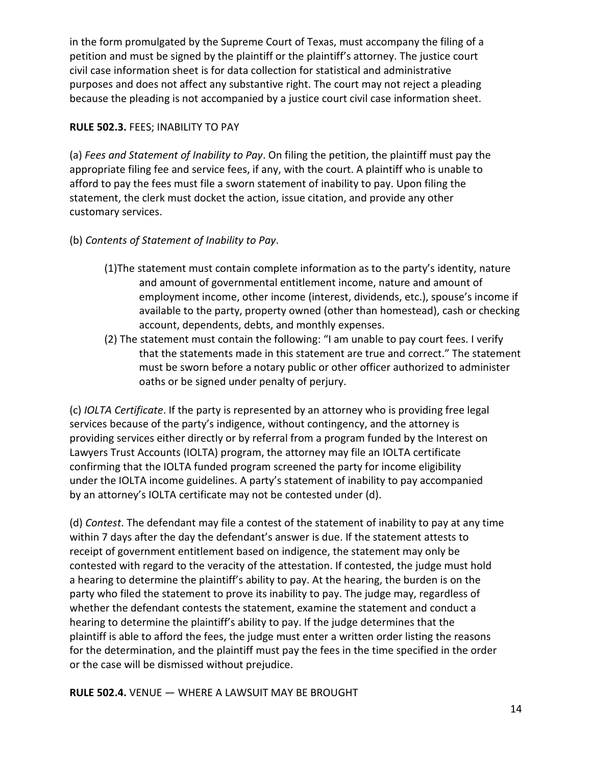in the form promulgated by the Supreme Court of Texas, must accompany the filing of a petition and must be signed by the plaintiff or the plaintiff's attorney. The justice court civil case information sheet is for data collection for statistical and administrative purposes and does not affect any substantive right. The court may not reject a pleading because the pleading is not accompanied by a justice court civil case information sheet.

**RULE 502.3.** FEES; INABILITY TO PAY

(a) *Fees and Statement of Inability to Pay*. On filing the petition, the plaintiff must pay the appropriate filing fee and service fees, if any, with the court. A plaintiff who is unable to afford to pay the fees must file a sworn statement of inability to pay. Upon filing the statement, the clerk must docket the action, issue citation, and provide any other customary services.

(b) *Contents of Statement of Inability to Pay*.

(1) The statement must contain complete information as to the party's identity, nature and amount of governmental entitlement income, nature and amount of employment income, other income (interest, dividends, etc.), spouse's income if available to the party, property owned (other than homestead), cash or checking account, dependents, debts, and monthly expenses.

(2) The statement must contain the following: "I am unable to pay court fees. I verify that the statements made in this statement are true and correct." The statement must be sworn before a notary public or other officer authorized to administer oaths or be signed under penalty of perjury.

(c) *IOLTA Certificate*. If the party is represented by an attorney who is providing free legal services because of the party's indigence, without contingency, and the attorney is providing services either directly or by referral from a program funded by the Interest on Lawyers Trust Accounts (IOLTA) program, the attorney may file an IOLTA certificate confirming that the IOLTA funded program screened the party for income eligibility under the IOLTA income guidelines. A party's statement of inability to pay accompanied by an attorney's IOLTA certificate may not be contested under (d).

(d) *Contest*. The defendant may file a contest of the statement of inability to pay at any time within 7 days after the day the defendant's answer is due. If the statement attests to receipt of government entitlement based on indigence, the statement may only be contested with regard to the veracity of the attestation. If contested, the judge must hold a hearing to determine the plaintiff's ability to pay. At the hearing, the burden is on the party who filed the statement to prove its inability to pay. The judge may, regardless of whether the defendant contests the statement, examine the statement and conduct a hearing to determine the plaintiff's ability to pay. If the judge determines that the plaintiff is able to afford the fees, the judge must enter a written order listing the reasons for the determination, and the plaintiff must pay the fees in the time specified in the order or the case will be dismissed without prejudice.

**RULE 502.4.** VENUE — WHERE A LAWSUIT MAY BE BROUGHT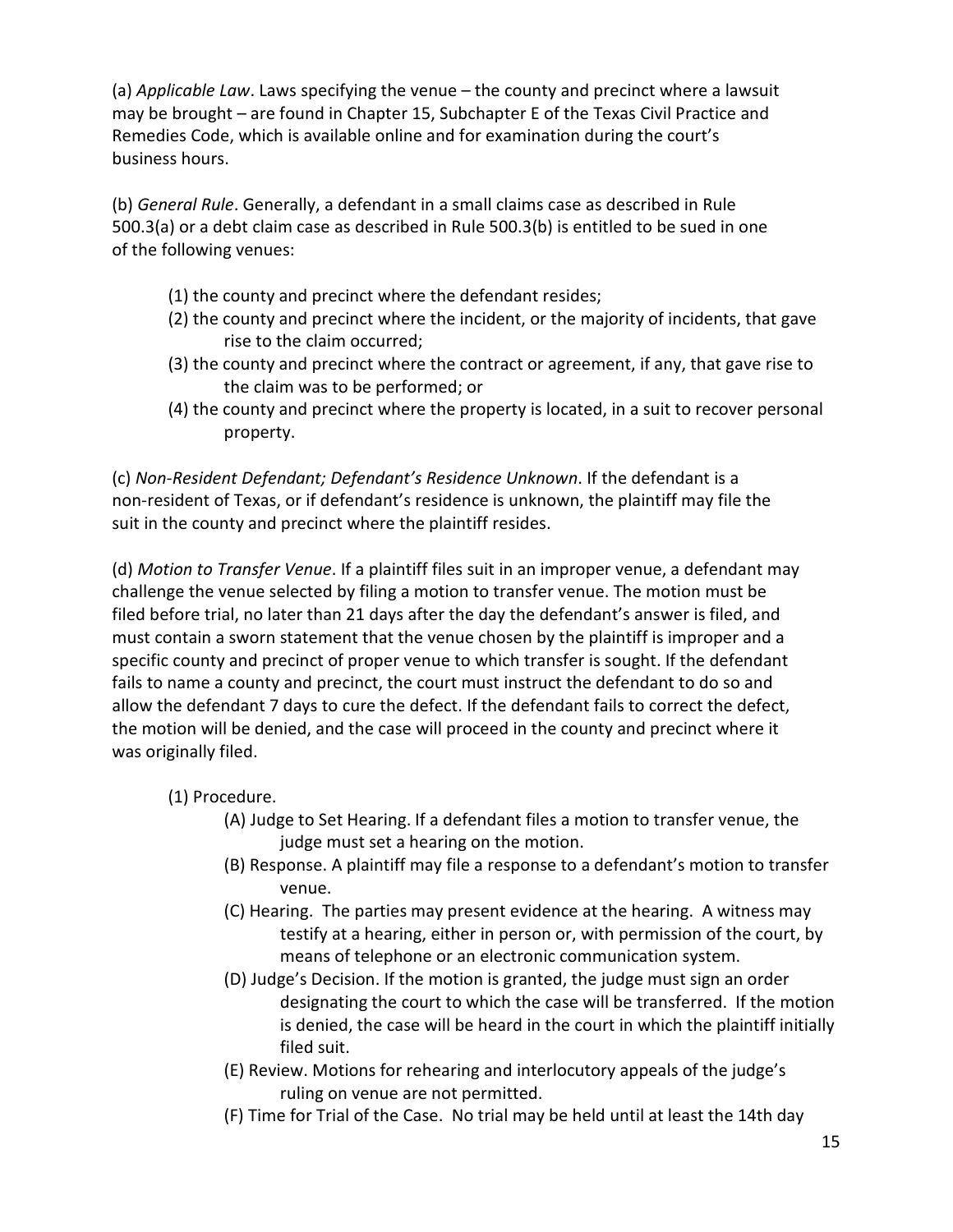(a) *Applicable Law*. Laws specifying the venue – the county and precinct where a lawsuit may be brought – are found in Chapter 15, Subchapter E of the Texas Civil Practice and Remedies Code, which is available online and for examination during the court's business hours.

(b) *General Rule*. Generally, a defendant in a small claims case as described in Rule 500.3(a) or a debt claim case as described in Rule 500.3(b) is entitled to be sued in one of the following venues:

- (1) the county and precinct where the defendant resides;
- (2) the county and precinct where the incident, or the majority of incidents, that gave rise to the claim occurred;
- (3) the county and precinct where the contract or agreement, if any, that gave rise to the claim was to be performed; or
- (4) the county and precinct where the property is located, in a suit to recover personal property.

(c) *Non-Resident Defendant; Defendant's Residence Unknown*. If the defendant is a non-resident of Texas, or if defendant's residence is unknown, the plaintiff may file the suit in the county and precinct where the plaintiff resides.

(d) *Motion to Transfer Venue*. If a plaintiff files suit in an improper venue, a defendant may challenge the venue selected by filing a motion to transfer venue. The motion must be filed before trial, no later than 21 days after the day the defendant's answer is filed, and must contain a sworn statement that the venue chosen by the plaintiff is improper and a specific county and precinct of proper venue to which transfer is sought. If the defendant fails to name a county and precinct, the court must instruct the defendant to do so and allow the defendant 7 days to cure the defect. If the defendant fails to correct the defect, the motion will be denied, and the case will proceed in the county and precinct where it was originally filed.

- (1) Procedure.
  - (A) Judge to Set Hearing. If a defendant files a motion to transfer venue, the judge must set a hearing on the motion.
  - (B) Response. A plaintiff may file a response to a defendant's motion to transfer venue.
  - (C) Hearing. The parties may present evidence at the hearing. A witness may testify at a hearing, either in person or, with permission of the court, by means of telephone or an electronic communication system.
  - (D) Judge's Decision. If the motion is granted, the judge must sign an order designating the court to which the case will be transferred. If the motion is denied, the case will be heard in the court in which the plaintiff initially filed suit.
  - (E) Review. Motions for rehearing and interlocutory appeals of the judge's ruling on venue are not permitted.
  - (F) Time for Trial of the Case. No trial may be held until at least the 14th day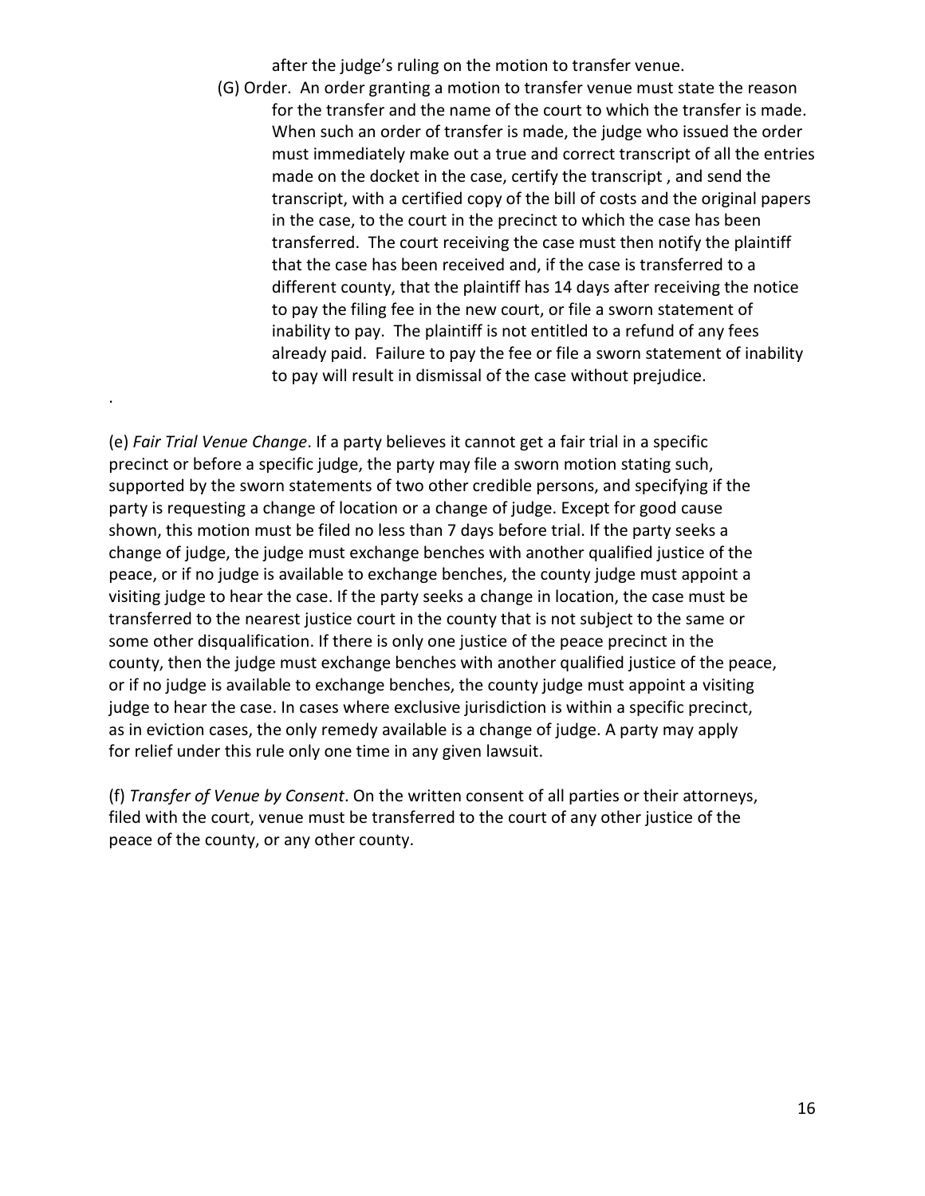after the judge's ruling on the motion to transfer venue.

(G) Order. An order granting a motion to transfer venue must state the reason for the transfer and the name of the court to which the transfer is made. When such an order of transfer is made, the judge who issued the order must immediately make out a true and correct transcript of all the entries made on the docket in the case, certify the transcript , and send the transcript, with a certified copy of the bill of costs and the original papers in the case, to the court in the precinct to which the case has been transferred. The court receiving the case must then notify the plaintiff that the case has been received and, if the case is transferred to a different county, that the plaintiff has 14 days after receiving the notice to pay the filing fee in the new court, or file a sworn statement of inability to pay. The plaintiff is not entitled to a refund of any fees already paid. Failure to pay the fee or file a sworn statement of inability to pay will result in dismissal of the case without prejudice.

.

(e) *Fair Trial Venue Change*. If a party believes it cannot get a fair trial in a specific precinct or before a specific judge, the party may file a sworn motion stating such, supported by the sworn statements of two other credible persons, and specifying if the party is requesting a change of location or a change of judge. Except for good cause shown, this motion must be filed no less than 7 days before trial. If the party seeks a change of judge, the judge must exchange benches with another qualified justice of the peace, or if no judge is available to exchange benches, the county judge must appoint a visiting judge to hear the case. If the party seeks a change in location, the case must be transferred to the nearest justice court in the county that is not subject to the same or some other disqualification. If there is only one justice of the peace precinct in the county, then the judge must exchange benches with another qualified justice of the peace, or if no judge is available to exchange benches, the county judge must appoint a visiting judge to hear the case. In cases where exclusive jurisdiction is within a specific precinct, as in eviction cases, the only remedy available is a change of judge. A party may apply for relief under this rule only one time in any given lawsuit.

(f) *Transfer of Venue by Consent*. On the written consent of all parties or their attorneys, filed with the court, venue must be transferred to the court of any other justice of the peace of the county, or any other county.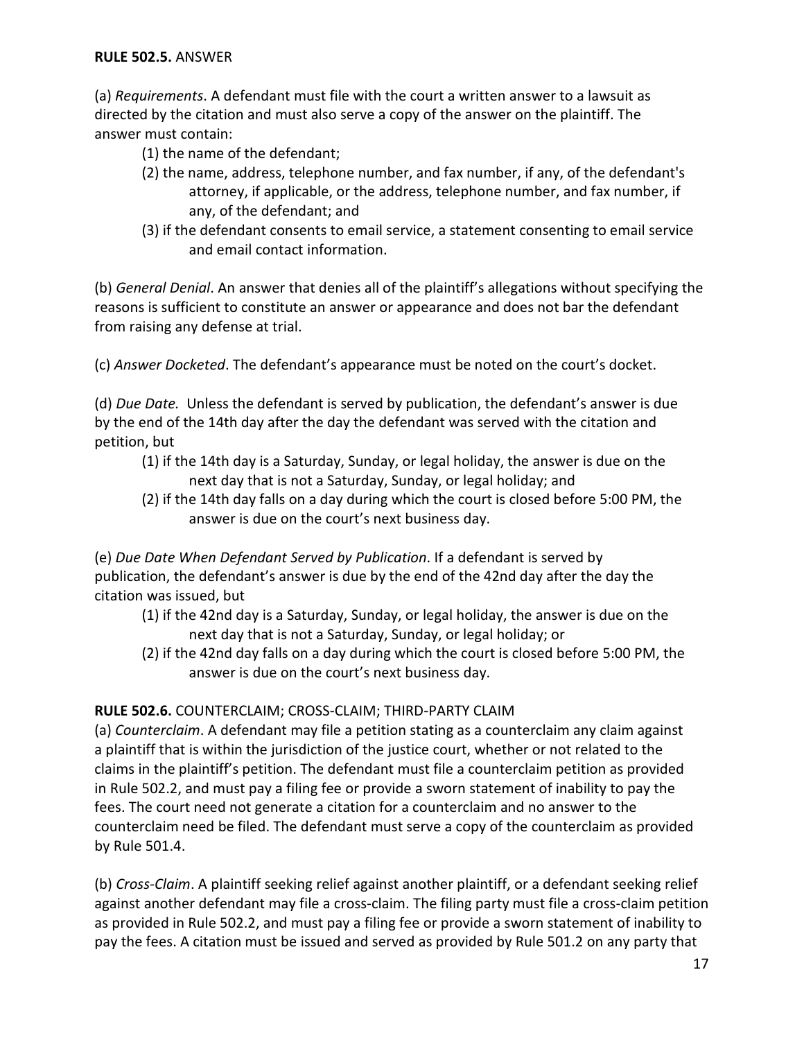**RULE 502.5.** ANSWER

(a) *Requirements*. A defendant must file with the court a written answer to a lawsuit as directed by the citation and must also serve a copy of the answer on the plaintiff. The answer must contain:

(1) the name of the defendant;

(2) the name, address, telephone number, and fax number, if any, of the defendant's attorney, if applicable, or the address, telephone number, and fax number, if any, of the defendant; and

(3) if the defendant consents to email service, a statement consenting to email service and email contact information.

(b) *General Denial*. An answer that denies all of the plaintiff's allegations without specifying the reasons is sufficient to constitute an answer or appearance and does not bar the defendant from raising any defense at trial.

(c) *Answer Docketed*. The defendant's appearance must be noted on the court's docket.

(d) *Due Date.* Unless the defendant is served by publication, the defendant's answer is due by the end of the 14th day after the day the defendant was served with the citation and petition, but

(1) if the 14th day is a Saturday, Sunday, or legal holiday, the answer is due on the next day that is not a Saturday, Sunday, or legal holiday; and

(2) if the 14th day falls on a day during which the court is closed before 5:00 PM, the answer is due on the court's next business day.

(e) *Due Date When Defendant Served by Publication*. If a defendant is served by publication, the defendant's answer is due by the end of the 42nd day after the day the citation was issued, but

(1) if the 42nd day is a Saturday, Sunday, or legal holiday, the answer is due on the next day that is not a Saturday, Sunday, or legal holiday; or

(2) if the 42nd day falls on a day during which the court is closed before 5:00 PM, the answer is due on the court's next business day.

**RULE 502.6.** COUNTERCLAIM; CROSS-CLAIM; THIRD-PARTY CLAIM

(a) *Counterclaim*. A defendant may file a petition stating as a counterclaim any claim against a plaintiff that is within the jurisdiction of the justice court, whether or not related to the claims in the plaintiff's petition. The defendant must file a counterclaim petition as provided in Rule 502.2, and must pay a filing fee or provide a sworn statement of inability to pay the fees. The court need not generate a citation for a counterclaim and no answer to the counterclaim need be filed. The defendant must serve a copy of the counterclaim as provided by Rule 501.4.

(b) *Cross-Claim*. A plaintiff seeking relief against another plaintiff, or a defendant seeking relief against another defendant may file a cross-claim. The filing party must file a cross-claim petition as provided in Rule 502.2, and must pay a filing fee or provide a sworn statement of inability to pay the fees. A citation must be issued and served as provided by Rule 501.2 on any party that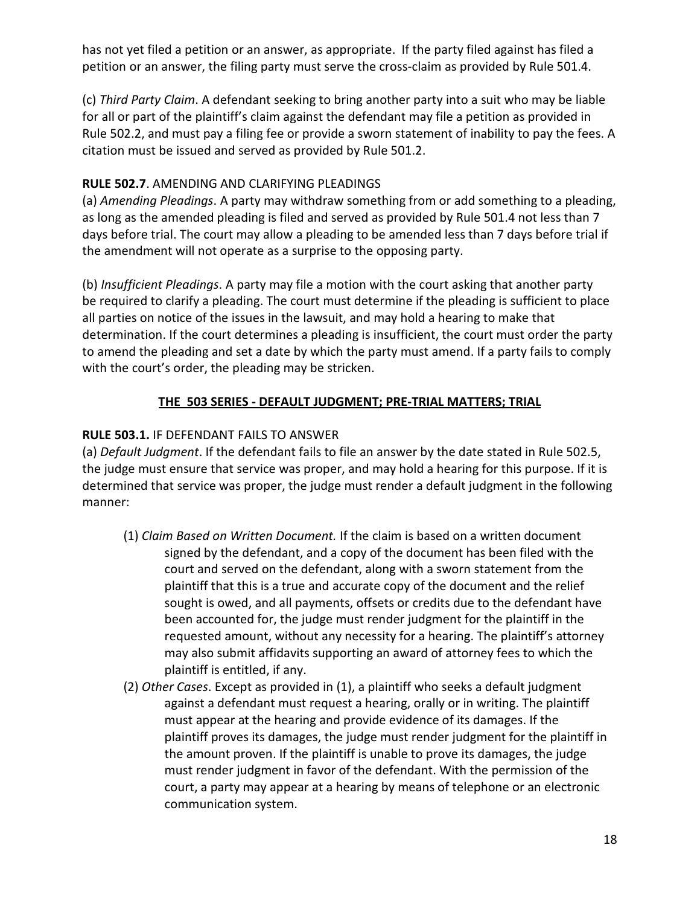has not yet filed a petition or an answer, as appropriate. If the party filed against has filed a petition or an answer, the filing party must serve the cross-claim as provided by Rule 501.4.

(c) *Third Party Claim*. A defendant seeking to bring another party into a suit who may be liable for all or part of the plaintiff's claim against the defendant may file a petition as provided in Rule 502.2, and must pay a filing fee or provide a sworn statement of inability to pay the fees. A citation must be issued and served as provided by Rule 501.2.

**RULE 502.7**. AMENDING AND CLARIFYING PLEADINGS

(a) *Amending Pleadings*. A party may withdraw something from or add something to a pleading, as long as the amended pleading is filed and served as provided by Rule 501.4 not less than 7 days before trial. The court may allow a pleading to be amended less than 7 days before trial if the amendment will not operate as a surprise to the opposing party.

(b) *Insufficient Pleadings*. A party may file a motion with the court asking that another party be required to clarify a pleading. The court must determine if the pleading is sufficient to place all parties on notice of the issues in the lawsuit, and may hold a hearing to make that determination. If the court determines a pleading is insufficient, the court must order the party to amend the pleading and set a date by which the party must amend. If a party fails to comply with the court's order, the pleading may be stricken.

## THE 503 SERIES - DEFAULT JUDGMENT; PRE-TRIAL MATTERS; TRIAL

**RULE 503.1.** IF DEFENDANT FAILS TO ANSWER

(a) *Default Judgment*. If the defendant fails to file an answer by the date stated in Rule 502.5, the judge must ensure that service was proper, and may hold a hearing for this purpose. If it is determined that service was proper, the judge must render a default judgment in the following manner:

(1) *Claim Based on Written Document.* If the claim is based on a written document signed by the defendant, and a copy of the document has been filed with the court and served on the defendant, along with a sworn statement from the plaintiff that this is a true and accurate copy of the document and the relief sought is owed, and all payments, offsets or credits due to the defendant have been accounted for, the judge must render judgment for the plaintiff in the requested amount, without any necessity for a hearing. The plaintiff's attorney may also submit affidavits supporting an award of attorney fees to which the plaintiff is entitled, if any.

(2) *Other Cases*. Except as provided in (1), a plaintiff who seeks a default judgment against a defendant must request a hearing, orally or in writing. The plaintiff must appear at the hearing and provide evidence of its damages. If the plaintiff proves its damages, the judge must render judgment for the plaintiff in the amount proven. If the plaintiff is unable to prove its damages, the judge must render judgment in favor of the defendant. With the permission of the court, a party may appear at a hearing by means of telephone or an electronic communication system.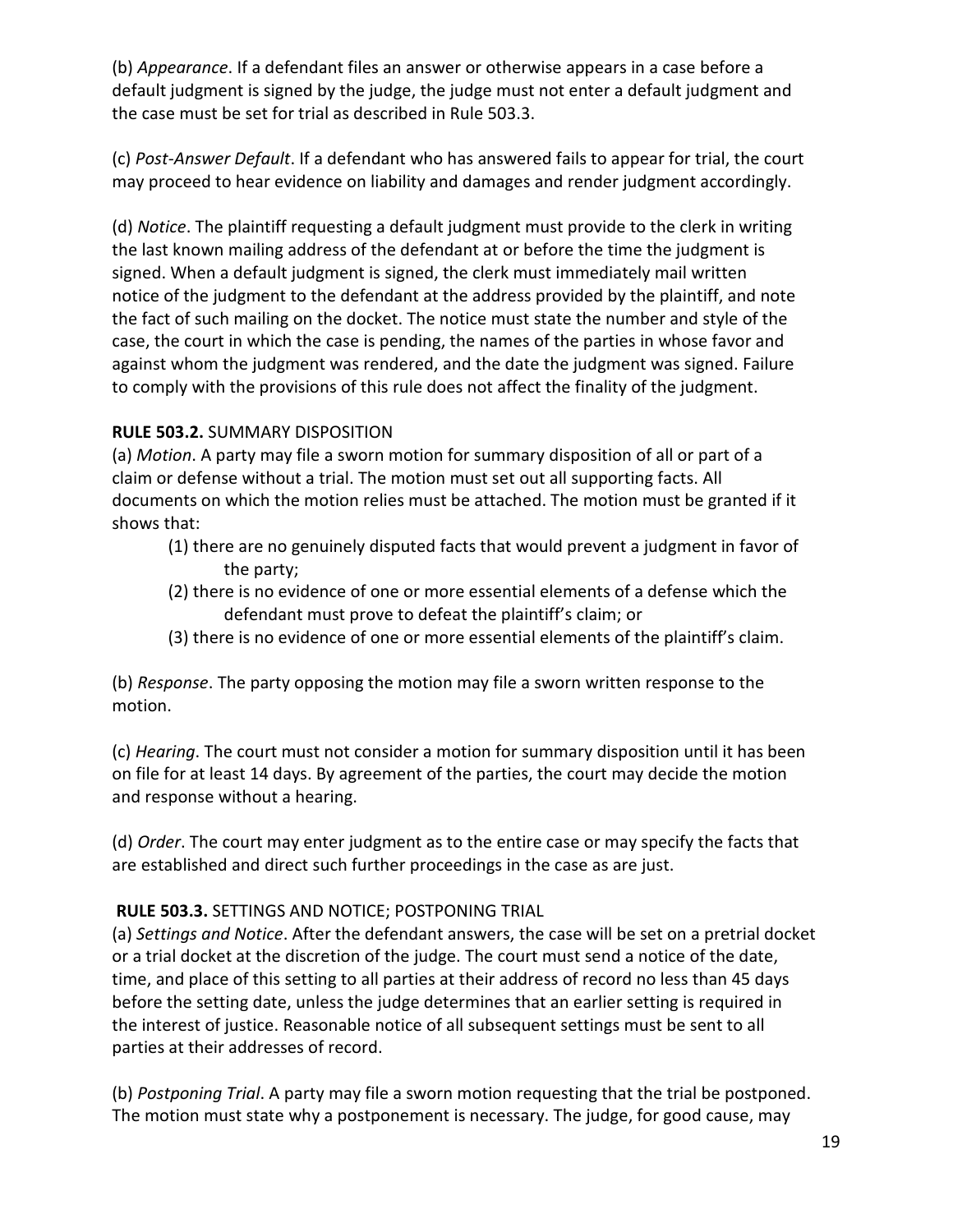(b) *Appearance*. If a defendant files an answer or otherwise appears in a case before a default judgment is signed by the judge, the judge must not enter a default judgment and the case must be set for trial as described in Rule 503.3.

(c) *Post-Answer Default*. If a defendant who has answered fails to appear for trial, the court may proceed to hear evidence on liability and damages and render judgment accordingly.

(d) *Notice*. The plaintiff requesting a default judgment must provide to the clerk in writing the last known mailing address of the defendant at or before the time the judgment is signed. When a default judgment is signed, the clerk must immediately mail written notice of the judgment to the defendant at the address provided by the plaintiff, and note the fact of such mailing on the docket. The notice must state the number and style of the case, the court in which the case is pending, the names of the parties in whose favor and against whom the judgment was rendered, and the date the judgment was signed. Failure to comply with the provisions of this rule does not affect the finality of the judgment.

**RULE 503.2.** SUMMARY DISPOSITION

(a) *Motion*. A party may file a sworn motion for summary disposition of all or part of a claim or defense without a trial. The motion must set out all supporting facts. All documents on which the motion relies must be attached. The motion must be granted if it shows that:

(1) there are no genuinely disputed facts that would prevent a judgment in favor of the party;

(2) there is no evidence of one or more essential elements of a defense which the defendant must prove to defeat the plaintiff's claim; or

(3) there is no evidence of one or more essential elements of the plaintiff's claim.

(b) *Response*. The party opposing the motion may file a sworn written response to the motion.

(c) *Hearing*. The court must not consider a motion for summary disposition until it has been on file for at least 14 days. By agreement of the parties, the court may decide the motion and response without a hearing.

(d) *Order*. The court may enter judgment as to the entire case or may specify the facts that are established and direct such further proceedings in the case as are just.

**RULE 503.3.** SETTINGS AND NOTICE; POSTPONING TRIAL

(a) *Settings and Notice*. After the defendant answers, the case will be set on a pretrial docket or a trial docket at the discretion of the judge. The court must send a notice of the date, time, and place of this setting to all parties at their address of record no less than 45 days before the setting date, unless the judge determines that an earlier setting is required in the interest of justice. Reasonable notice of all subsequent settings must be sent to all parties at their addresses of record.

(b) *Postponing Trial*. A party may file a sworn motion requesting that the trial be postponed. The motion must state why a postponement is necessary. The judge, for good cause, may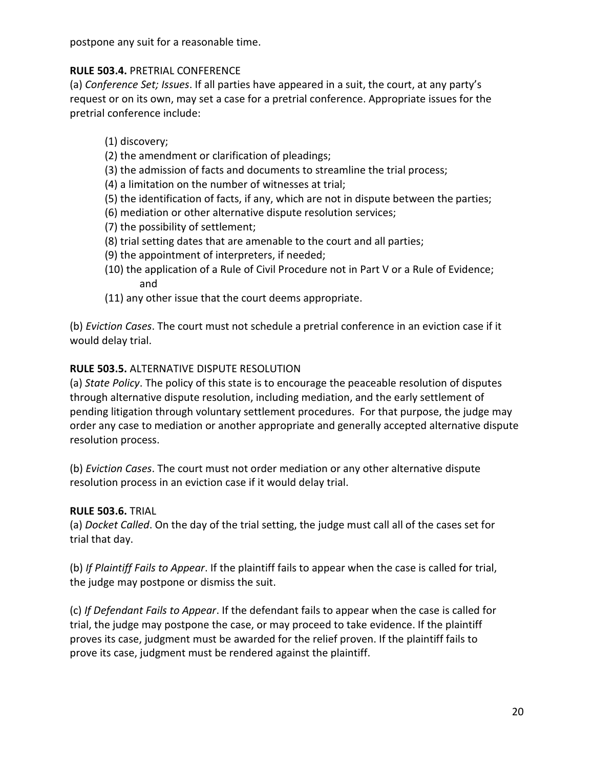postpone any suit for a reasonable time.

**RULE 503.4.** PRETRIAL CONFERENCE

(a) *Conference Set; Issues*. If all parties have appeared in a suit, the court, at any party's request or on its own, may set a case for a pretrial conference. Appropriate issues for the pretrial conference include:

(1) discovery;
(2) the amendment or clarification of pleadings;
(3) the admission of facts and documents to streamline the trial process;
(4) a limitation on the number of witnesses at trial;
(5) the identification of facts, if any, which are not in dispute between the parties;
(6) mediation or other alternative dispute resolution services;
(7) the possibility of settlement;
(8) trial setting dates that are amenable to the court and all parties;
(9) the appointment of interpreters, if needed;
(10) the application of a Rule of Civil Procedure not in Part V or a Rule of Evidence; and
(11) any other issue that the court deems appropriate.

(b) *Eviction Cases*. The court must not schedule a pretrial conference in an eviction case if it would delay trial.

**RULE 503.5.** ALTERNATIVE DISPUTE RESOLUTION

(a) *State Policy*. The policy of this state is to encourage the peaceable resolution of disputes through alternative dispute resolution, including mediation, and the early settlement of pending litigation through voluntary settlement procedures. For that purpose, the judge may order any case to mediation or another appropriate and generally accepted alternative dispute resolution process.

(b) *Eviction Cases*. The court must not order mediation or any other alternative dispute resolution process in an eviction case if it would delay trial.

**RULE 503.6.** TRIAL

(a) *Docket Called*. On the day of the trial setting, the judge must call all of the cases set for trial that day.

(b) *If Plaintiff Fails to Appear*. If the plaintiff fails to appear when the case is called for trial, the judge may postpone or dismiss the suit.

(c) *If Defendant Fails to Appear*. If the defendant fails to appear when the case is called for trial, the judge may postpone the case, or may proceed to take evidence. If the plaintiff proves its case, judgment must be awarded for the relief proven. If the plaintiff fails to prove its case, judgment must be rendered against the plaintiff.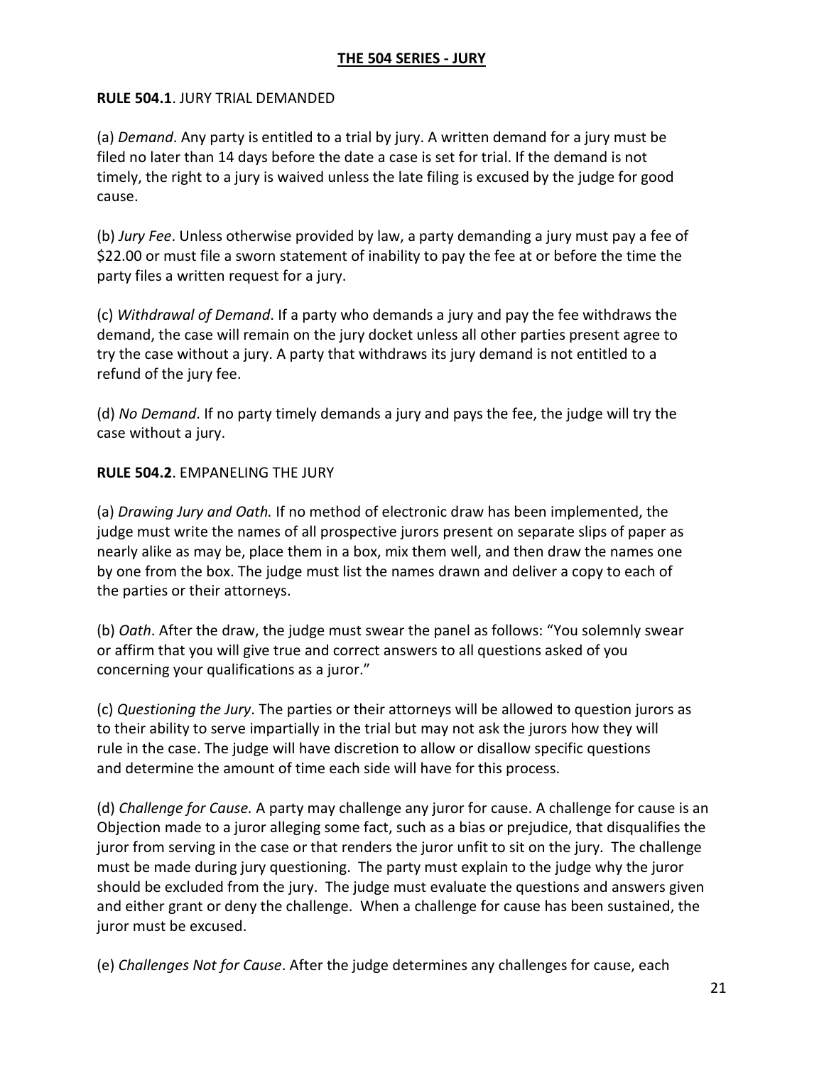## THE 504 SERIES - JURY

**RULE 504.1**. JURY TRIAL DEMANDED

(a) *Demand*. Any party is entitled to a trial by jury. A written demand for a jury must be filed no later than 14 days before the date a case is set for trial. If the demand is not timely, the right to a jury is waived unless the late filing is excused by the judge for good cause.

(b) *Jury Fee*. Unless otherwise provided by law, a party demanding a jury must pay a fee of $22.00 or must file a sworn statement of inability to pay the fee at or before the time the party files a written request for a jury.

(c) *Withdrawal of Demand*. If a party who demands a jury and pay the fee withdraws the demand, the case will remain on the jury docket unless all other parties present agree to try the case without a jury. A party that withdraws its jury demand is not entitled to a refund of the jury fee.

(d) *No Demand*. If no party timely demands a jury and pays the fee, the judge will try the case without a jury.

**RULE 504.2**. EMPANELING THE JURY

(a) *Drawing Jury and Oath.* If no method of electronic draw has been implemented, the judge must write the names of all prospective jurors present on separate slips of paper as nearly alike as may be, place them in a box, mix them well, and then draw the names one by one from the box. The judge must list the names drawn and deliver a copy to each of the parties or their attorneys.

(b) *Oath*. After the draw, the judge must swear the panel as follows: "You solemnly swear or affirm that you will give true and correct answers to all questions asked of you concerning your qualifications as a juror."

(c) *Questioning the Jury*. The parties or their attorneys will be allowed to question jurors as to their ability to serve impartially in the trial but may not ask the jurors how they will rule in the case. The judge will have discretion to allow or disallow specific questions and determine the amount of time each side will have for this process.

(d) *Challenge for Cause.* A party may challenge any juror for cause. A challenge for cause is an Objection made to a juror alleging some fact, such as a bias or prejudice, that disqualifies the juror from serving in the case or that renders the juror unfit to sit on the jury. The challenge must be made during jury questioning. The party must explain to the judge why the juror should be excluded from the jury. The judge must evaluate the questions and answers given and either grant or deny the challenge. When a challenge for cause has been sustained, the juror must be excused.

(e) *Challenges Not for Cause*. After the judge determines any challenges for cause, each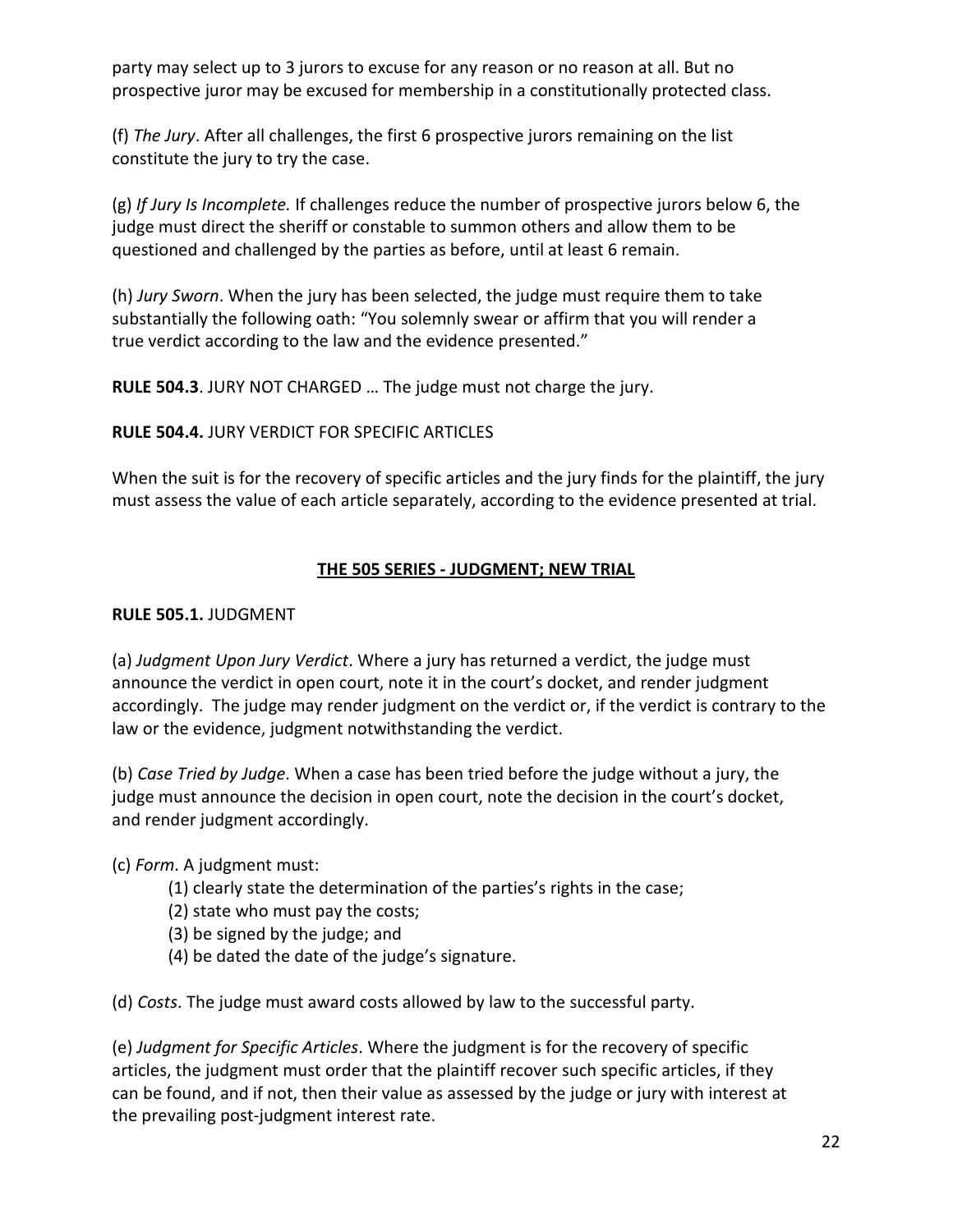party may select up to 3 jurors to excuse for any reason or no reason at all. But no prospective juror may be excused for membership in a constitutionally protected class.

(f) *The Jury*. After all challenges, the first 6 prospective jurors remaining on the list constitute the jury to try the case.

(g) *If Jury Is Incomplete.* If challenges reduce the number of prospective jurors below 6, the judge must direct the sheriff or constable to summon others and allow them to be questioned and challenged by the parties as before, until at least 6 remain.

(h) *Jury Sworn*. When the jury has been selected, the judge must require them to take substantially the following oath: "You solemnly swear or affirm that you will render a true verdict according to the law and the evidence presented."

**RULE 504.3**. JURY NOT CHARGED … The judge must not charge the jury.

**RULE 504.4.** JURY VERDICT FOR SPECIFIC ARTICLES

When the suit is for the recovery of specific articles and the jury finds for the plaintiff, the jury must assess the value of each article separately, according to the evidence presented at trial.

## <u>THE 505 SERIES - JUDGMENT; NEW TRIAL</u>

**RULE 505.1.** JUDGMENT

(a) *Judgment Upon Jury Verdict*. Where a jury has returned a verdict, the judge must announce the verdict in open court, note it in the court's docket, and render judgment accordingly. The judge may render judgment on the verdict or, if the verdict is contrary to the law or the evidence, judgment notwithstanding the verdict.

(b) *Case Tried by Judge*. When a case has been tried before the judge without a jury, the judge must announce the decision in open court, note the decision in the court's docket, and render judgment accordingly.

(c) *Form*. A judgment must:

(1) clearly state the determination of the parties's rights in the case;
(2) state who must pay the costs;
(3) be signed by the judge; and
(4) be dated the date of the judge's signature.

(d) *Costs*. The judge must award costs allowed by law to the successful party.

(e) *Judgment for Specific Articles*. Where the judgment is for the recovery of specific articles, the judgment must order that the plaintiff recover such specific articles, if they can be found, and if not, then their value as assessed by the judge or jury with interest at the prevailing post-judgment interest rate.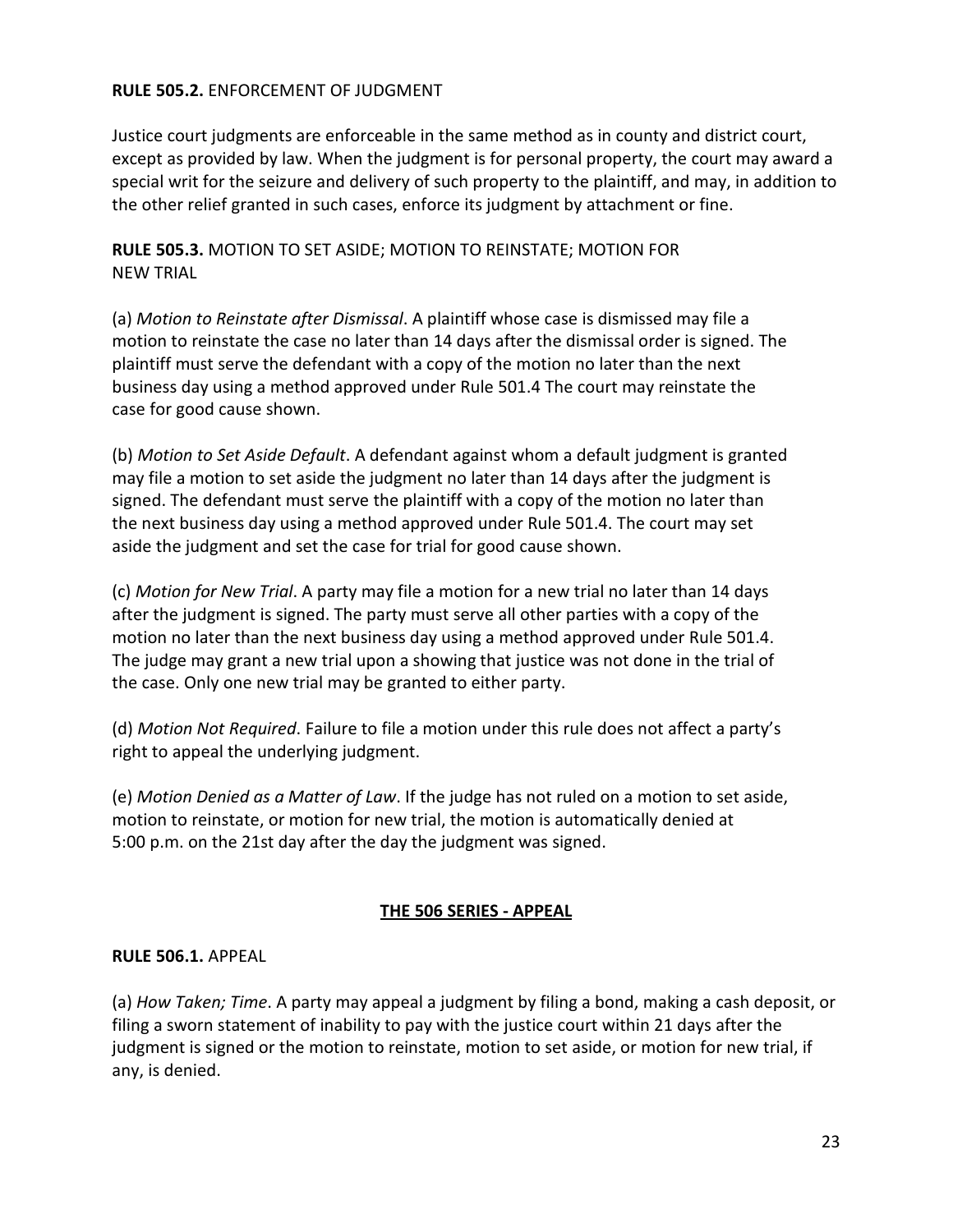**RULE 505.2.** ENFORCEMENT OF JUDGMENT

Justice court judgments are enforceable in the same method as in county and district court, except as provided by law. When the judgment is for personal property, the court may award a special writ for the seizure and delivery of such property to the plaintiff, and may, in addition to the other relief granted in such cases, enforce its judgment by attachment or fine.

**RULE 505.3.** MOTION TO SET ASIDE; MOTION TO REINSTATE; MOTION FOR NEW TRIAL

(a) *Motion to Reinstate after Dismissal*. A plaintiff whose case is dismissed may file a motion to reinstate the case no later than 14 days after the dismissal order is signed. The plaintiff must serve the defendant with a copy of the motion no later than the next business day using a method approved under Rule 501.4 The court may reinstate the case for good cause shown.

(b) *Motion to Set Aside Default*. A defendant against whom a default judgment is granted may file a motion to set aside the judgment no later than 14 days after the judgment is signed. The defendant must serve the plaintiff with a copy of the motion no later than the next business day using a method approved under Rule 501.4. The court may set aside the judgment and set the case for trial for good cause shown.

(c) *Motion for New Trial*. A party may file a motion for a new trial no later than 14 days after the judgment is signed. The party must serve all other parties with a copy of the motion no later than the next business day using a method approved under Rule 501.4. The judge may grant a new trial upon a showing that justice was not done in the trial of the case. Only one new trial may be granted to either party.

(d) *Motion Not Required.* Failure to file a motion under this rule does not affect a party's right to appeal the underlying judgment.

(e) *Motion Denied as a Matter of Law*. If the judge has not ruled on a motion to set aside, motion to reinstate, or motion for new trial, the motion is automatically denied at 5:00 p.m. on the 21st day after the day the judgment was signed.

## THE 506 SERIES - APPEAL

**RULE 506.1.** APPEAL

(a) *How Taken; Time*. A party may appeal a judgment by filing a bond, making a cash deposit, or filing a sworn statement of inability to pay with the justice court within 21 days after the judgment is signed or the motion to reinstate, motion to set aside, or motion for new trial, if any, is denied.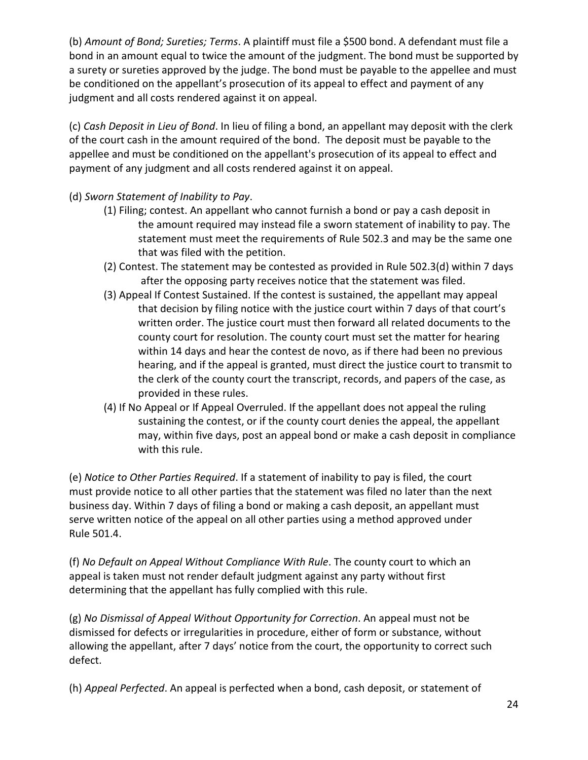(b) *Amount of Bond; Sureties; Terms*. A plaintiff must file a $500 bond. A defendant must file a bond in an amount equal to twice the amount of the judgment. The bond must be supported by a surety or sureties approved by the judge. The bond must be payable to the appellee and must be conditioned on the appellant's prosecution of its appeal to effect and payment of any judgment and all costs rendered against it on appeal.

(c) *Cash Deposit in Lieu of Bond*. In lieu of filing a bond, an appellant may deposit with the clerk of the court cash in the amount required of the bond. The deposit must be payable to the appellee and must be conditioned on the appellant's prosecution of its appeal to effect and payment of any judgment and all costs rendered against it on appeal.

(d) *Sworn Statement of Inability to Pay*.

(1) Filing; contest. An appellant who cannot furnish a bond or pay a cash deposit in the amount required may instead file a sworn statement of inability to pay. The statement must meet the requirements of Rule 502.3 and may be the same one that was filed with the petition.

(2) Contest. The statement may be contested as provided in Rule 502.3(d) within 7 days after the opposing party receives notice that the statement was filed.

(3) Appeal If Contest Sustained. If the contest is sustained, the appellant may appeal that decision by filing notice with the justice court within 7 days of that court's written order. The justice court must then forward all related documents to the county court for resolution. The county court must set the matter for hearing within 14 days and hear the contest de novo, as if there had been no previous hearing, and if the appeal is granted, must direct the justice court to transmit to the clerk of the county court the transcript, records, and papers of the case, as provided in these rules.

(4) If No Appeal or If Appeal Overruled. If the appellant does not appeal the ruling sustaining the contest, or if the county court denies the appeal, the appellant may, within five days, post an appeal bond or make a cash deposit in compliance with this rule.

(e) *Notice to Other Parties Required*. If a statement of inability to pay is filed, the court must provide notice to all other parties that the statement was filed no later than the next business day. Within 7 days of filing a bond or making a cash deposit, an appellant must serve written notice of the appeal on all other parties using a method approved under Rule 501.4.

(f) *No Default on Appeal Without Compliance With Rule*. The county court to which an appeal is taken must not render default judgment against any party without first determining that the appellant has fully complied with this rule.

(g) *No Dismissal of Appeal Without Opportunity for Correction*. An appeal must not be dismissed for defects or irregularities in procedure, either of form or substance, without allowing the appellant, after 7 days' notice from the court, the opportunity to correct such defect.

(h) *Appeal Perfected*. An appeal is perfected when a bond, cash deposit, or statement of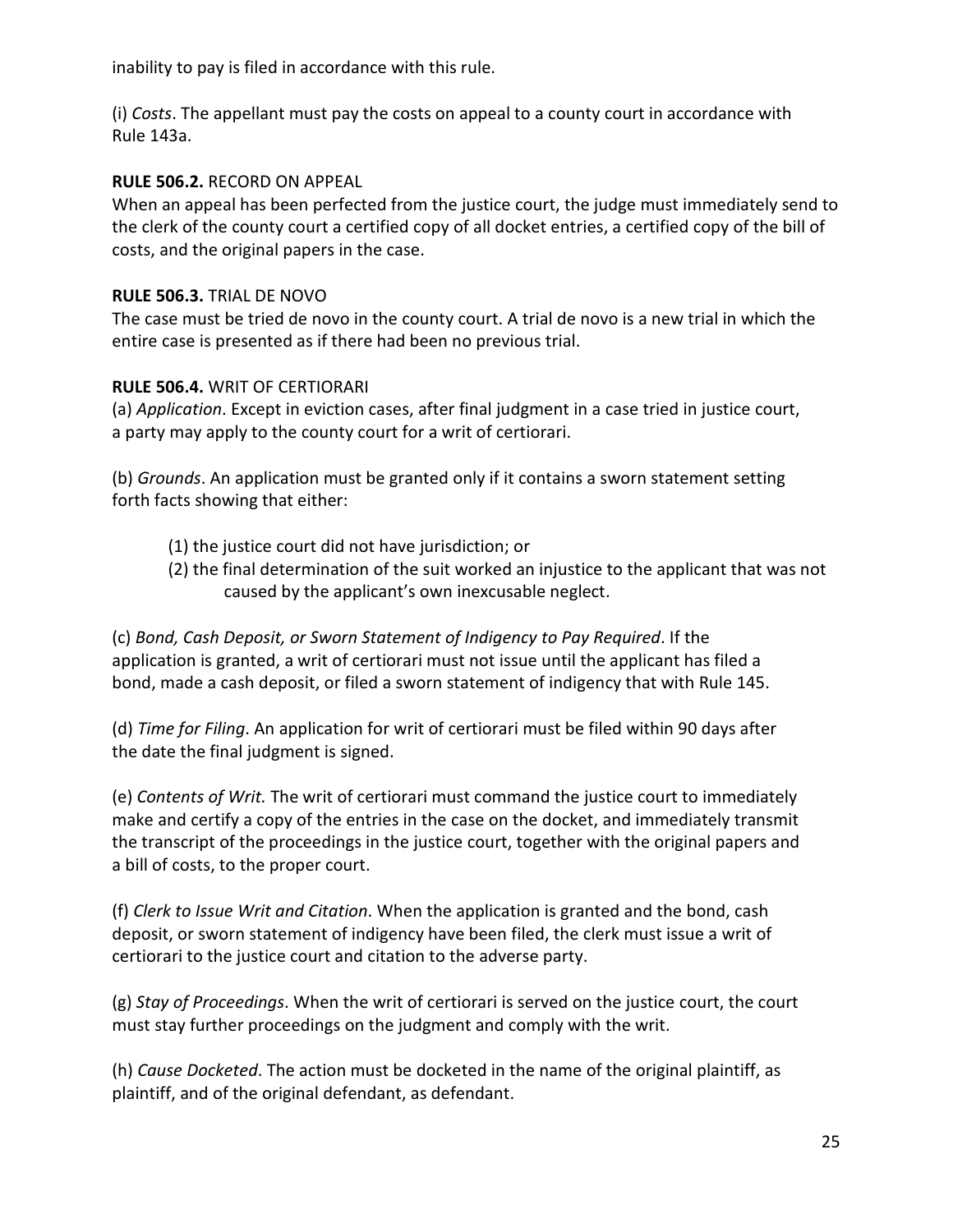inability to pay is filed in accordance with this rule.

(i) *Costs*. The appellant must pay the costs on appeal to a county court in accordance with Rule 143a.

**RULE 506.2.** RECORD ON APPEAL

When an appeal has been perfected from the justice court, the judge must immediately send to the clerk of the county court a certified copy of all docket entries, a certified copy of the bill of costs, and the original papers in the case.

**RULE 506.3.** TRIAL DE NOVO

The case must be tried de novo in the county court. A trial de novo is a new trial in which the entire case is presented as if there had been no previous trial.

**RULE 506.4.** WRIT OF CERTIORARI

(a) *Application*. Except in eviction cases, after final judgment in a case tried in justice court, a party may apply to the county court for a writ of certiorari.

(b) *Grounds*. An application must be granted only if it contains a sworn statement setting forth facts showing that either:

(1) the justice court did not have jurisdiction; or

(2) the final determination of the suit worked an injustice to the applicant that was not caused by the applicant's own inexcusable neglect.

(c) *Bond, Cash Deposit, or Sworn Statement of Indigency to Pay Required*. If the application is granted, a writ of certiorari must not issue until the applicant has filed a bond, made a cash deposit, or filed a sworn statement of indigency that with Rule 145.

(d) *Time for Filing*. An application for writ of certiorari must be filed within 90 days after the date the final judgment is signed.

(e) *Contents of Writ.* The writ of certiorari must command the justice court to immediately make and certify a copy of the entries in the case on the docket, and immediately transmit the transcript of the proceedings in the justice court, together with the original papers and a bill of costs, to the proper court.

(f) *Clerk to Issue Writ and Citation*. When the application is granted and the bond, cash deposit, or sworn statement of indigency have been filed, the clerk must issue a writ of certiorari to the justice court and citation to the adverse party.

(g) *Stay of Proceedings*. When the writ of certiorari is served on the justice court, the court must stay further proceedings on the judgment and comply with the writ.

(h) *Cause Docketed*. The action must be docketed in the name of the original plaintiff, as plaintiff, and of the original defendant, as defendant.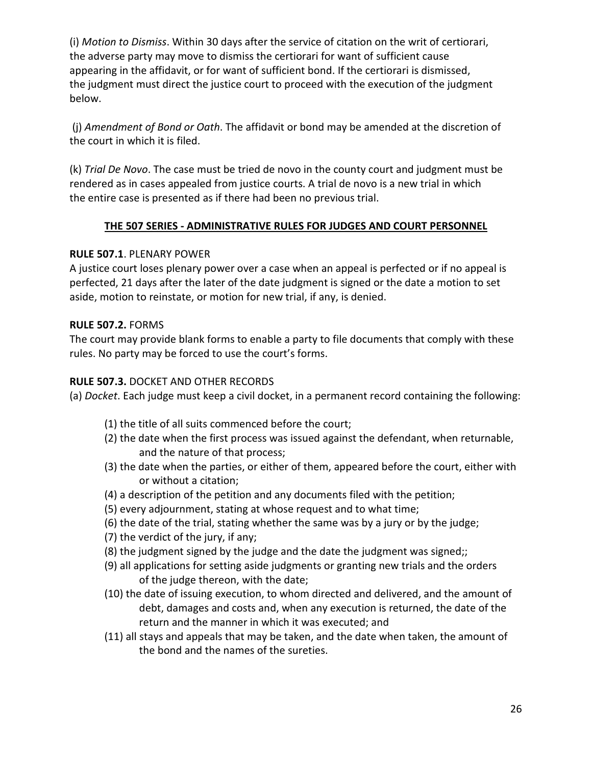(i) *Motion to Dismiss*. Within 30 days after the service of citation on the writ of certiorari, the adverse party may move to dismiss the certiorari for want of sufficient cause appearing in the affidavit, or for want of sufficient bond. If the certiorari is dismissed, the judgment must direct the justice court to proceed with the execution of the judgment below.

(j) *Amendment of Bond or Oath*. The affidavit or bond may be amended at the discretion of the court in which it is filed.

(k) *Trial De Novo*. The case must be tried de novo in the county court and judgment must be rendered as in cases appealed from justice courts. A trial de novo is a new trial in which the entire case is presented as if there had been no previous trial.

## THE 507 SERIES - ADMINISTRATIVE RULES FOR JUDGES AND COURT PERSONNEL

**RULE 507.1**. PLENARY POWER

A justice court loses plenary power over a case when an appeal is perfected or if no appeal is perfected, 21 days after the later of the date judgment is signed or the date a motion to set aside, motion to reinstate, or motion for new trial, if any, is denied.

**RULE 507.2.** FORMS

The court may provide blank forms to enable a party to file documents that comply with these rules. No party may be forced to use the court's forms.

**RULE 507.3.** DOCKET AND OTHER RECORDS

(a) *Docket*. Each judge must keep a civil docket, in a permanent record containing the following:

(1) the title of all suits commenced before the court;
(2) the date when the first process was issued against the defendant, when returnable, and the nature of that process;
(3) the date when the parties, or either of them, appeared before the court, either with or without a citation;
(4) a description of the petition and any documents filed with the petition;
(5) every adjournment, stating at whose request and to what time;
(6) the date of the trial, stating whether the same was by a jury or by the judge;
(7) the verdict of the jury, if any;
(8) the judgment signed by the judge and the date the judgment was signed;;
(9) all applications for setting aside judgments or granting new trials and the orders of the judge thereon, with the date;
(10) the date of issuing execution, to whom directed and delivered, and the amount of debt, damages and costs and, when any execution is returned, the date of the return and the manner in which it was executed; and
(11) all stays and appeals that may be taken, and the date when taken, the amount of the bond and the names of the sureties.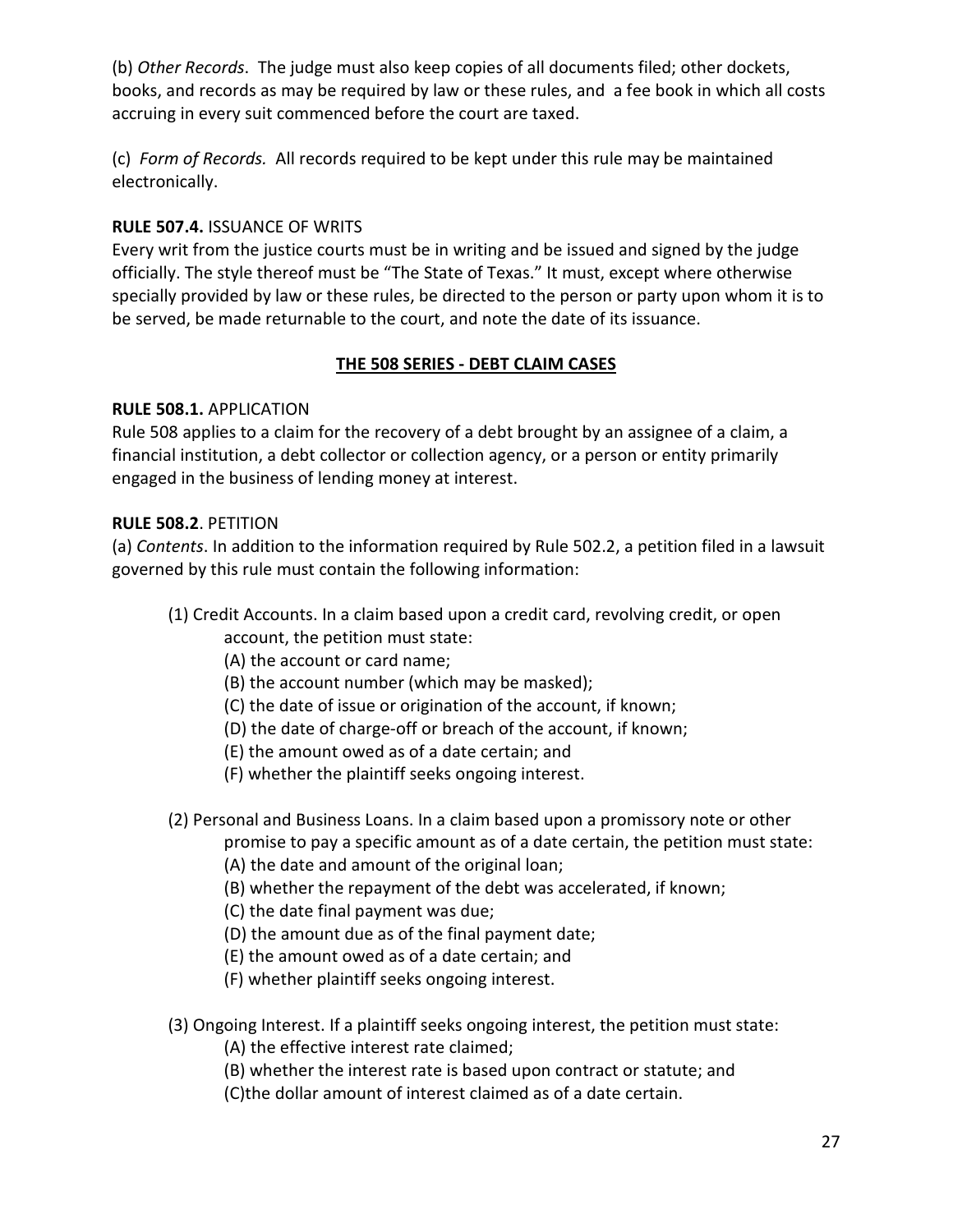(b) *Other Records*. The judge must also keep copies of all documents filed; other dockets, books, and records as may be required by law or these rules, and a fee book in which all costs accruing in every suit commenced before the court are taxed.

(c) *Form of Records.* All records required to be kept under this rule may be maintained electronically.

**RULE 507.4.** ISSUANCE OF WRITS
Every writ from the justice courts must be in writing and be issued and signed by the judge officially. The style thereof must be "The State of Texas." It must, except where otherwise specially provided by law or these rules, be directed to the person or party upon whom it is to be served, be made returnable to the court, and note the date of its issuance.

## THE 508 SERIES - DEBT CLAIM CASES

**RULE 508.1.** APPLICATION
Rule 508 applies to a claim for the recovery of a debt brought by an assignee of a claim, a financial institution, a debt collector or collection agency, or a person or entity primarily engaged in the business of lending money at interest.

**RULE 508.2**. PETITION
(a) *Contents*. In addition to the information required by Rule 502.2, a petition filed in a lawsuit governed by this rule must contain the following information:

(1) Credit Accounts. In a claim based upon a credit card, revolving credit, or open account, the petition must state:
- (A) the account or card name;
- (B) the account number (which may be masked);
- (C) the date of issue or origination of the account, if known;
- (D) the date of charge-off or breach of the account, if known;
- (E) the amount owed as of a date certain; and
- (F) whether the plaintiff seeks ongoing interest.

(2) Personal and Business Loans. In a claim based upon a promissory note or other promise to pay a specific amount as of a date certain, the petition must state:
- (A) the date and amount of the original loan;
- (B) whether the repayment of the debt was accelerated, if known;
- (C) the date final payment was due;
- (D) the amount due as of the final payment date;
- (E) the amount owed as of a date certain; and
- (F) whether plaintiff seeks ongoing interest.

(3) Ongoing Interest. If a plaintiff seeks ongoing interest, the petition must state:
- (A) the effective interest rate claimed;
- (B) whether the interest rate is based upon contract or statute; and
- (C)the dollar amount of interest claimed as of a date certain.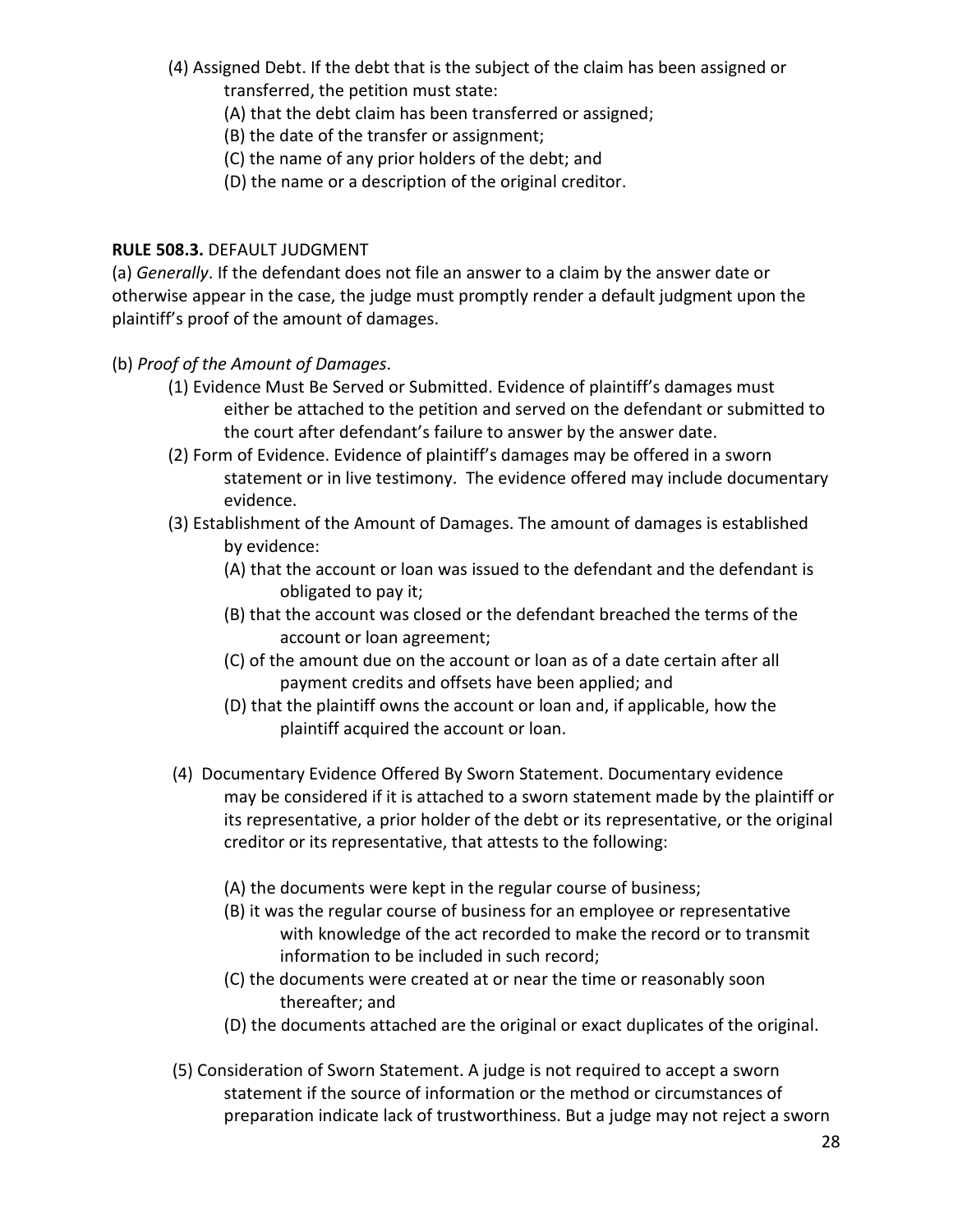(4) Assigned Debt. If the debt that is the subject of the claim has been assigned or transferred, the petition must state:

(A) that the debt claim has been transferred or assigned;

(B) the date of the transfer or assignment;

(C) the name of any prior holders of the debt; and

(D) the name or a description of the original creditor.

**RULE 508.3.** DEFAULT JUDGMENT

(a) *Generally*. If the defendant does not file an answer to a claim by the answer date or otherwise appear in the case, the judge must promptly render a default judgment upon the plaintiff's proof of the amount of damages.

(b) *Proof of the Amount of Damages*.

(1) Evidence Must Be Served or Submitted. Evidence of plaintiff's damages must either be attached to the petition and served on the defendant or submitted to the court after defendant's failure to answer by the answer date.

(2) Form of Evidence. Evidence of plaintiff's damages may be offered in a sworn statement or in live testimony. The evidence offered may include documentary evidence.

(3) Establishment of the Amount of Damages. The amount of damages is established by evidence:

(A) that the account or loan was issued to the defendant and the defendant is obligated to pay it;

(B) that the account was closed or the defendant breached the terms of the account or loan agreement;

(C) of the amount due on the account or loan as of a date certain after all payment credits and offsets have been applied; and

(D) that the plaintiff owns the account or loan and, if applicable, how the plaintiff acquired the account or loan.

(4) Documentary Evidence Offered By Sworn Statement. Documentary evidence may be considered if it is attached to a sworn statement made by the plaintiff or its representative, a prior holder of the debt or its representative, or the original creditor or its representative, that attests to the following:

(A) the documents were kept in the regular course of business;

(B) it was the regular course of business for an employee or representative with knowledge of the act recorded to make the record or to transmit information to be included in such record;

(C) the documents were created at or near the time or reasonably soon thereafter; and

(D) the documents attached are the original or exact duplicates of the original.

(5) Consideration of Sworn Statement. A judge is not required to accept a sworn statement if the source of information or the method or circumstances of preparation indicate lack of trustworthiness. But a judge may not reject a sworn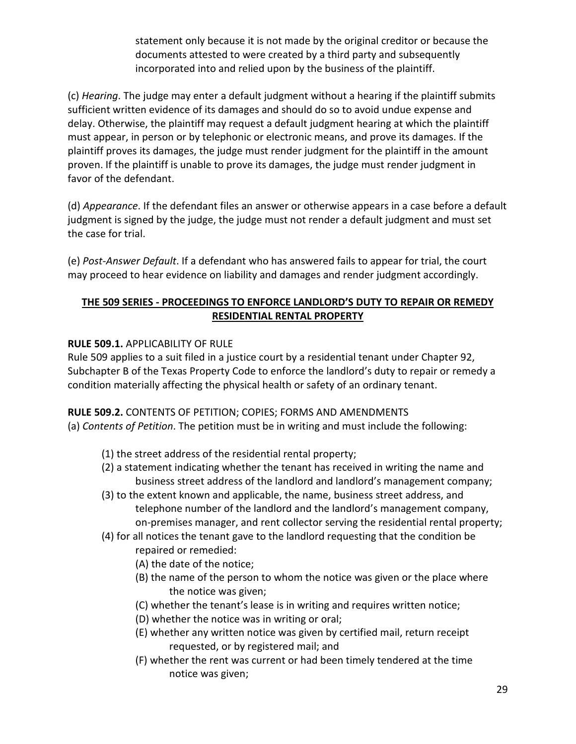statement only because it is not made by the original creditor or because the documents attested to were created by a third party and subsequently incorporated into and relied upon by the business of the plaintiff.

(c) *Hearing*. The judge may enter a default judgment without a hearing if the plaintiff submits sufficient written evidence of its damages and should do so to avoid undue expense and delay. Otherwise, the plaintiff may request a default judgment hearing at which the plaintiff must appear, in person or by telephonic or electronic means, and prove its damages. If the plaintiff proves its damages, the judge must render judgment for the plaintiff in the amount proven. If the plaintiff is unable to prove its damages, the judge must render judgment in favor of the defendant.

(d) *Appearance*. If the defendant files an answer or otherwise appears in a case before a default judgment is signed by the judge, the judge must not render a default judgment and must set the case for trial.

(e) *Post-Answer Default*. If a defendant who has answered fails to appear for trial, the court may proceed to hear evidence on liability and damages and render judgment accordingly.

## THE 509 SERIES - PROCEEDINGS TO ENFORCE LANDLORD'S DUTY TO REPAIR OR REMEDY RESIDENTIAL RENTAL PROPERTY

**RULE 509.1.** APPLICABILITY OF RULE

Rule 509 applies to a suit filed in a justice court by a residential tenant under Chapter 92, Subchapter B of the Texas Property Code to enforce the landlord's duty to repair or remedy a condition materially affecting the physical health or safety of an ordinary tenant.

**RULE 509.2.** CONTENTS OF PETITION; COPIES; FORMS AND AMENDMENTS

(a) *Contents of Petition*. The petition must be in writing and must include the following:

- (1) the street address of the residential rental property;
- (2) a statement indicating whether the tenant has received in writing the name and business street address of the landlord and landlord's management company;
- (3) to the extent known and applicable, the name, business street address, and telephone number of the landlord and the landlord's management company, on-premises manager, and rent collector serving the residential rental property;
- (4) for all notices the tenant gave to the landlord requesting that the condition be repaired or remedied:
  - (A) the date of the notice;
  - (B) the name of the person to whom the notice was given or the place where the notice was given;
  - (C) whether the tenant's lease is in writing and requires written notice;
  - (D) whether the notice was in writing or oral;
  - (E) whether any written notice was given by certified mail, return receipt requested, or by registered mail; and
  - (F) whether the rent was current or had been timely tendered at the time notice was given;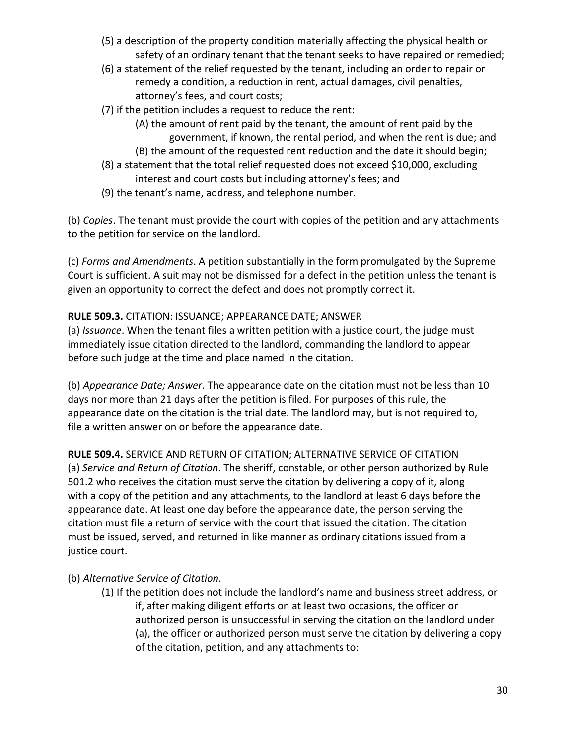(5) a description of the property condition materially affecting the physical health or safety of an ordinary tenant that the tenant seeks to have repaired or remedied;

(6) a statement of the relief requested by the tenant, including an order to repair or remedy a condition, a reduction in rent, actual damages, civil penalties, attorney's fees, and court costs;

(7) if the petition includes a request to reduce the rent:

(A) the amount of rent paid by the tenant, the amount of rent paid by the government, if known, the rental period, and when the rent is due; and

(B) the amount of the requested rent reduction and the date it should begin;

(8) a statement that the total relief requested does not exceed $10,000, excluding interest and court costs but including attorney's fees; and

(9) the tenant's name, address, and telephone number.

(b) *Copies*. The tenant must provide the court with copies of the petition and any attachments to the petition for service on the landlord.

(c) *Forms and Amendments*. A petition substantially in the form promulgated by the Supreme Court is sufficient. A suit may not be dismissed for a defect in the petition unless the tenant is given an opportunity to correct the defect and does not promptly correct it.

**RULE 509.3.** CITATION: ISSUANCE; APPEARANCE DATE; ANSWER

(a) *Issuance*. When the tenant files a written petition with a justice court, the judge must immediately issue citation directed to the landlord, commanding the landlord to appear before such judge at the time and place named in the citation.

(b) *Appearance Date; Answer*. The appearance date on the citation must not be less than 10 days nor more than 21 days after the petition is filed. For purposes of this rule, the appearance date on the citation is the trial date. The landlord may, but is not required to, file a written answer on or before the appearance date.

**RULE 509.4.** SERVICE AND RETURN OF CITATION; ALTERNATIVE SERVICE OF CITATION

(a) *Service and Return of Citation*. The sheriff, constable, or other person authorized by Rule 501.2 who receives the citation must serve the citation by delivering a copy of it, along with a copy of the petition and any attachments, to the landlord at least 6 days before the appearance date. At least one day before the appearance date, the person serving the citation must file a return of service with the court that issued the citation. The citation must be issued, served, and returned in like manner as ordinary citations issued from a justice court.

(b) *Alternative Service of Citation*.

(1) If the petition does not include the landlord's name and business street address, or if, after making diligent efforts on at least two occasions, the officer or authorized person is unsuccessful in serving the citation on the landlord under (a), the officer or authorized person must serve the citation by delivering a copy of the citation, petition, and any attachments to: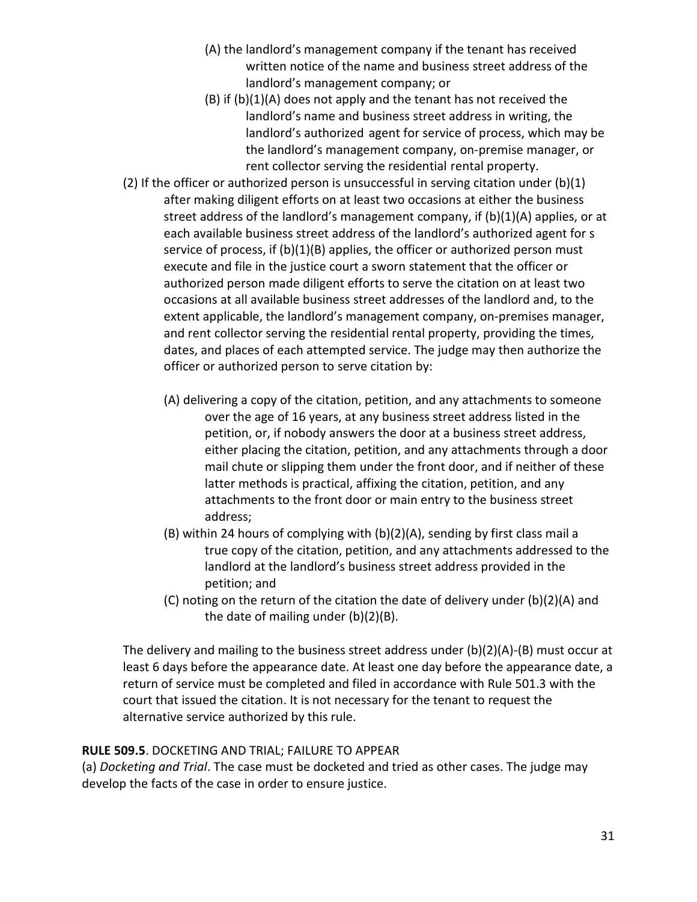(A) the landlord's management company if the tenant has received written notice of the name and business street address of the landlord's management company; or

(B) if (b)(1)(A) does not apply and the tenant has not received the landlord's name and business street address in writing, the landlord's authorized agent for service of process, which may be the landlord's management company, on-premise manager, or rent collector serving the residential rental property.

(2) If the officer or authorized person is unsuccessful in serving citation under (b)(1) after making diligent efforts on at least two occasions at either the business street address of the landlord's management company, if (b)(1)(A) applies, or at each available business street address of the landlord's authorized agent for s service of process, if (b)(1)(B) applies, the officer or authorized person must execute and file in the justice court a sworn statement that the officer or authorized person made diligent efforts to serve the citation on at least two occasions at all available business street addresses of the landlord and, to the extent applicable, the landlord's management company, on-premises manager, and rent collector serving the residential rental property, providing the times, dates, and places of each attempted service. The judge may then authorize the officer or authorized person to serve citation by:

(A) delivering a copy of the citation, petition, and any attachments to someone over the age of 16 years, at any business street address listed in the petition, or, if nobody answers the door at a business street address, either placing the citation, petition, and any attachments through a door mail chute or slipping them under the front door, and if neither of these latter methods is practical, affixing the citation, petition, and any attachments to the front door or main entry to the business street address;

(B) within 24 hours of complying with (b)(2)(A), sending by first class mail a true copy of the citation, petition, and any attachments addressed to the landlord at the landlord's business street address provided in the petition; and

(C) noting on the return of the citation the date of delivery under (b)(2)(A) and the date of mailing under (b)(2)(B).

The delivery and mailing to the business street address under (b)(2)(A)-(B) must occur at least 6 days before the appearance date. At least one day before the appearance date, a return of service must be completed and filed in accordance with Rule 501.3 with the court that issued the citation. It is not necessary for the tenant to request the alternative service authorized by this rule.

**RULE 509.5**. DOCKETING AND TRIAL; FAILURE TO APPEAR

(a) *Docketing and Trial*. The case must be docketed and tried as other cases. The judge may develop the facts of the case in order to ensure justice.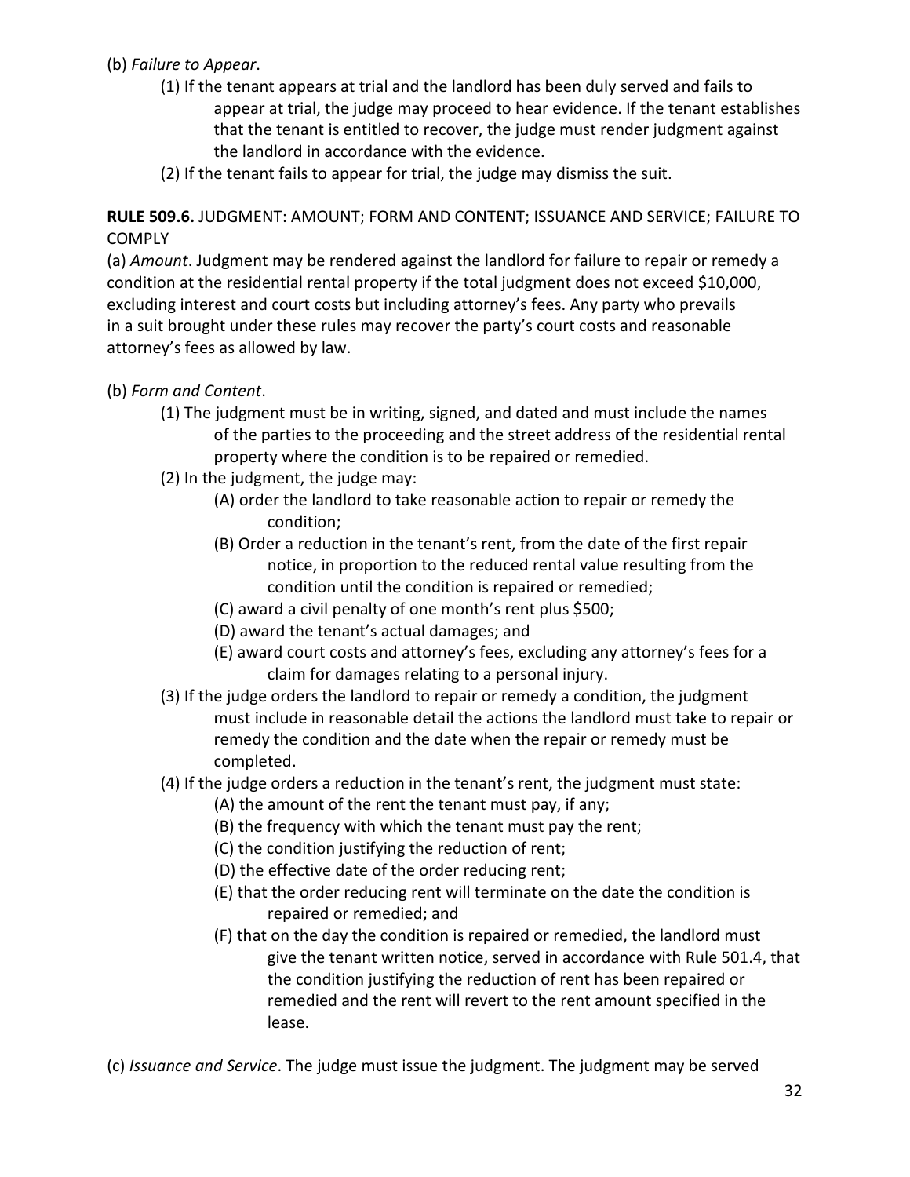(b) *Failure to Appear*.

(1) If the tenant appears at trial and the landlord has been duly served and fails to appear at trial, the judge may proceed to hear evidence. If the tenant establishes that the tenant is entitled to recover, the judge must render judgment against the landlord in accordance with the evidence.

(2) If the tenant fails to appear for trial, the judge may dismiss the suit.

**RULE 509.6.** JUDGMENT: AMOUNT; FORM AND CONTENT; ISSUANCE AND SERVICE; FAILURE TO COMPLY

(a) *Amount*. Judgment may be rendered against the landlord for failure to repair or remedy a condition at the residential rental property if the total judgment does not exceed $10,000, excluding interest and court costs but including attorney's fees. Any party who prevails in a suit brought under these rules may recover the party's court costs and reasonable attorney's fees as allowed by law.

(b) *Form and Content*.

(1) The judgment must be in writing, signed, and dated and must include the names of the parties to the proceeding and the street address of the residential rental property where the condition is to be repaired or remedied.

(2) In the judgment, the judge may:

(A) order the landlord to take reasonable action to repair or remedy the condition;

(B) Order a reduction in the tenant's rent, from the date of the first repair notice, in proportion to the reduced rental value resulting from the condition until the condition is repaired or remedied;

(C) award a civil penalty of one month's rent plus $500;

(D) award the tenant's actual damages; and

(E) award court costs and attorney's fees, excluding any attorney's fees for a claim for damages relating to a personal injury.

(3) If the judge orders the landlord to repair or remedy a condition, the judgment must include in reasonable detail the actions the landlord must take to repair or remedy the condition and the date when the repair or remedy must be completed.

(4) If the judge orders a reduction in the tenant's rent, the judgment must state:

(A) the amount of the rent the tenant must pay, if any;

(B) the frequency with which the tenant must pay the rent;

(C) the condition justifying the reduction of rent;

(D) the effective date of the order reducing rent;

(E) that the order reducing rent will terminate on the date the condition is repaired or remedied; and

(F) that on the day the condition is repaired or remedied, the landlord must give the tenant written notice, served in accordance with Rule 501.4, that the condition justifying the reduction of rent has been repaired or remedied and the rent will revert to the rent amount specified in the lease.

(c) *Issuance and Service*. The judge must issue the judgment. The judgment may be served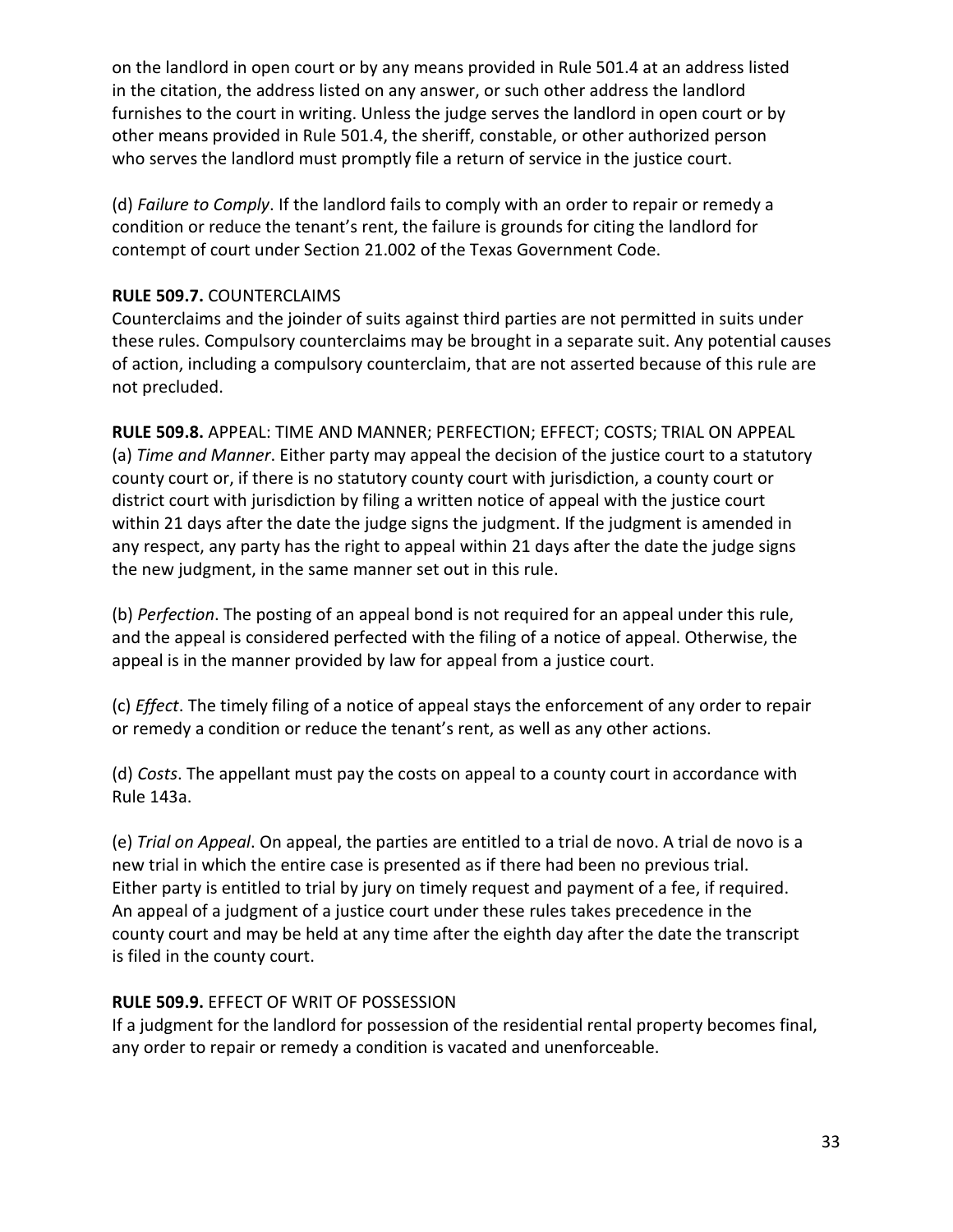on the landlord in open court or by any means provided in Rule 501.4 at an address listed in the citation, the address listed on any answer, or such other address the landlord furnishes to the court in writing. Unless the judge serves the landlord in open court or by other means provided in Rule 501.4, the sheriff, constable, or other authorized person who serves the landlord must promptly file a return of service in the justice court.

(d) *Failure to Comply*. If the landlord fails to comply with an order to repair or remedy a condition or reduce the tenant's rent, the failure is grounds for citing the landlord for contempt of court under Section 21.002 of the Texas Government Code.

**RULE 509.7.** COUNTERCLAIMS
Counterclaims and the joinder of suits against third parties are not permitted in suits under these rules. Compulsory counterclaims may be brought in a separate suit. Any potential causes of action, including a compulsory counterclaim, that are not asserted because of this rule are not precluded.

**RULE 509.8.** APPEAL: TIME AND MANNER; PERFECTION; EFFECT; COSTS; TRIAL ON APPEAL
(a) *Time and Manner*. Either party may appeal the decision of the justice court to a statutory county court or, if there is no statutory county court with jurisdiction, a county court or district court with jurisdiction by filing a written notice of appeal with the justice court within 21 days after the date the judge signs the judgment. If the judgment is amended in any respect, any party has the right to appeal within 21 days after the date the judge signs the new judgment, in the same manner set out in this rule.

(b) *Perfection*. The posting of an appeal bond is not required for an appeal under this rule, and the appeal is considered perfected with the filing of a notice of appeal. Otherwise, the appeal is in the manner provided by law for appeal from a justice court.

(c) *Effect*. The timely filing of a notice of appeal stays the enforcement of any order to repair or remedy a condition or reduce the tenant's rent, as well as any other actions.

(d) *Costs*. The appellant must pay the costs on appeal to a county court in accordance with Rule 143a.

(e) *Trial on Appeal*. On appeal, the parties are entitled to a trial de novo. A trial de novo is a new trial in which the entire case is presented as if there had been no previous trial. Either party is entitled to trial by jury on timely request and payment of a fee, if required. An appeal of a judgment of a justice court under these rules takes precedence in the county court and may be held at any time after the eighth day after the date the transcript is filed in the county court.

**RULE 509.9.** EFFECT OF WRIT OF POSSESSION
If a judgment for the landlord for possession of the residential rental property becomes final, any order to repair or remedy a condition is vacated and unenforceable.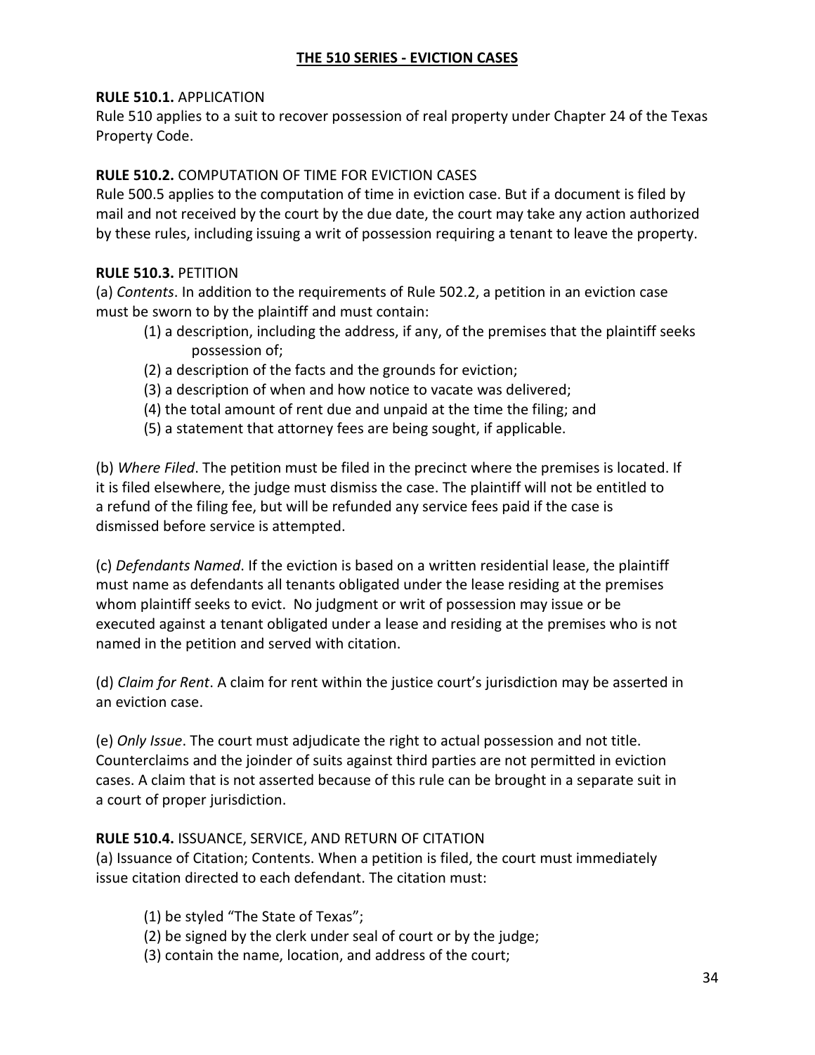## THE 510 SERIES - EVICTION CASES

**RULE 510.1.** APPLICATION

Rule 510 applies to a suit to recover possession of real property under Chapter 24 of the Texas Property Code.

**RULE 510.2.** COMPUTATION OF TIME FOR EVICTION CASES

Rule 500.5 applies to the computation of time in eviction case. But if a document is filed by mail and not received by the court by the due date, the court may take any action authorized by these rules, including issuing a writ of possession requiring a tenant to leave the property.

**RULE 510.3.** PETITION

(a) *Contents*. In addition to the requirements of Rule 502.2, a petition in an eviction case must be sworn to by the plaintiff and must contain:

- (1) a description, including the address, if any, of the premises that the plaintiff seeks possession of;
- (2) a description of the facts and the grounds for eviction;
- (3) a description of when and how notice to vacate was delivered;
- (4) the total amount of rent due and unpaid at the time the filing; and
- (5) a statement that attorney fees are being sought, if applicable.

(b) *Where Filed*. The petition must be filed in the precinct where the premises is located. If it is filed elsewhere, the judge must dismiss the case. The plaintiff will not be entitled to a refund of the filing fee, but will be refunded any service fees paid if the case is dismissed before service is attempted.

(c) *Defendants Named*. If the eviction is based on a written residential lease, the plaintiff must name as defendants all tenants obligated under the lease residing at the premises whom plaintiff seeks to evict. No judgment or writ of possession may issue or be executed against a tenant obligated under a lease and residing at the premises who is not named in the petition and served with citation.

(d) *Claim for Rent*. A claim for rent within the justice court's jurisdiction may be asserted in an eviction case.

(e) *Only Issue*. The court must adjudicate the right to actual possession and not title. Counterclaims and the joinder of suits against third parties are not permitted in eviction cases. A claim that is not asserted because of this rule can be brought in a separate suit in a court of proper jurisdiction.

**RULE 510.4.** ISSUANCE, SERVICE, AND RETURN OF CITATION

(a) Issuance of Citation; Contents. When a petition is filed, the court must immediately issue citation directed to each defendant. The citation must:

- (1) be styled "The State of Texas";
- (2) be signed by the clerk under seal of court or by the judge;
- (3) contain the name, location, and address of the court;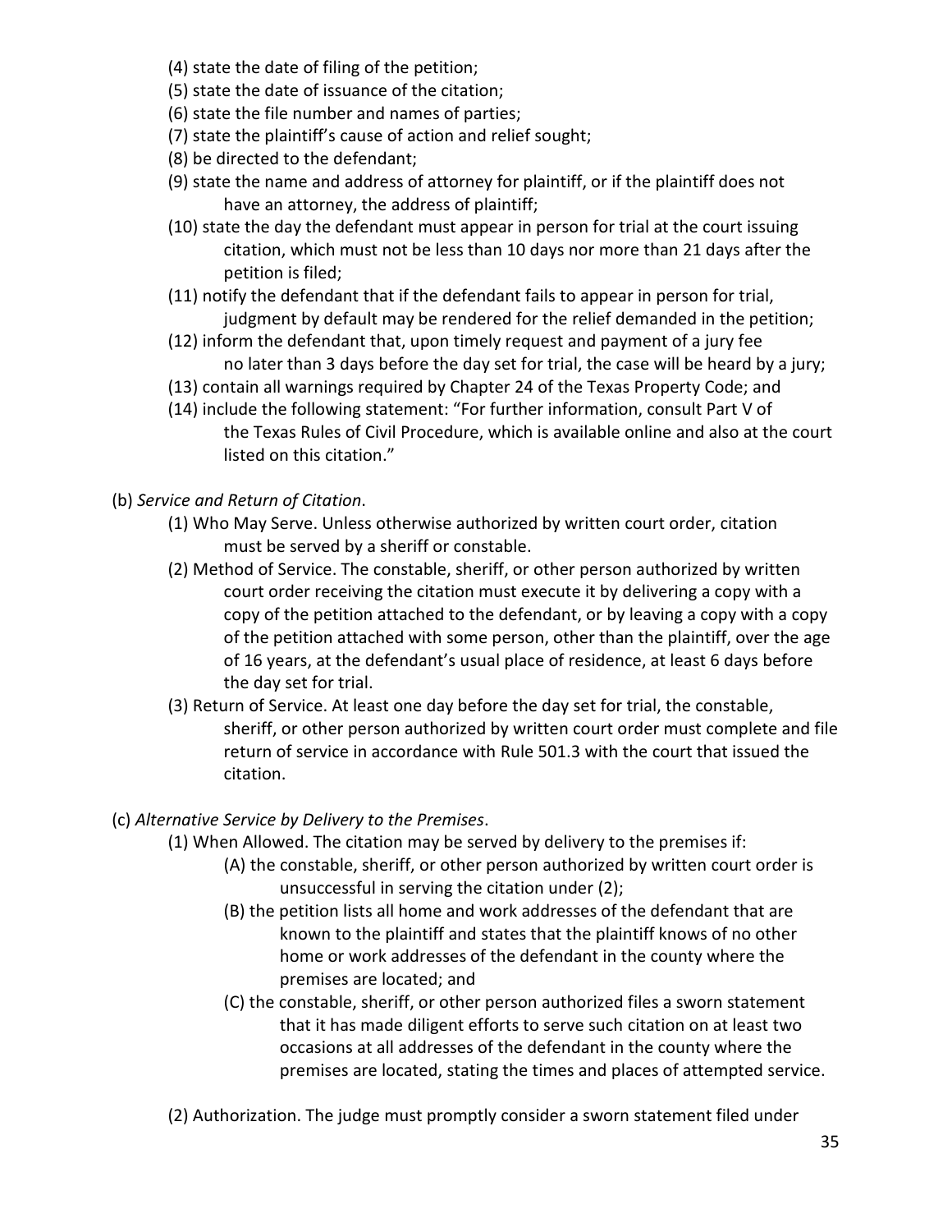(4) state the date of filing of the petition;

(5) state the date of issuance of the citation;

(6) state the file number and names of parties;

(7) state the plaintiff's cause of action and relief sought;

(8) be directed to the defendant;

(9) state the name and address of attorney for plaintiff, or if the plaintiff does not have an attorney, the address of plaintiff;

(10) state the day the defendant must appear in person for trial at the court issuing citation, which must not be less than 10 days nor more than 21 days after the petition is filed;

(11) notify the defendant that if the defendant fails to appear in person for trial, judgment by default may be rendered for the relief demanded in the petition;

(12) inform the defendant that, upon timely request and payment of a jury fee no later than 3 days before the day set for trial, the case will be heard by a jury;

(13) contain all warnings required by Chapter 24 of the Texas Property Code; and

(14) include the following statement: "For further information, consult Part V of the Texas Rules of Civil Procedure, which is available online and also at the court listed on this citation."

(b) *Service and Return of Citation*.

(1) Who May Serve. Unless otherwise authorized by written court order, citation must be served by a sheriff or constable.

(2) Method of Service. The constable, sheriff, or other person authorized by written court order receiving the citation must execute it by delivering a copy with a copy of the petition attached to the defendant, or by leaving a copy with a copy of the petition attached with some person, other than the plaintiff, over the age of 16 years, at the defendant's usual place of residence, at least 6 days before the day set for trial.

(3) Return of Service. At least one day before the day set for trial, the constable, sheriff, or other person authorized by written court order must complete and file return of service in accordance with Rule 501.3 with the court that issued the citation.

(c) *Alternative Service by Delivery to the Premises*.

(1) When Allowed. The citation may be served by delivery to the premises if:

(A) the constable, sheriff, or other person authorized by written court order is unsuccessful in serving the citation under (2);

(B) the petition lists all home and work addresses of the defendant that are known to the plaintiff and states that the plaintiff knows of no other home or work addresses of the defendant in the county where the premises are located; and

(C) the constable, sheriff, or other person authorized files a sworn statement that it has made diligent efforts to serve such citation on at least two occasions at all addresses of the defendant in the county where the premises are located, stating the times and places of attempted service.

(2) Authorization. The judge must promptly consider a sworn statement filed under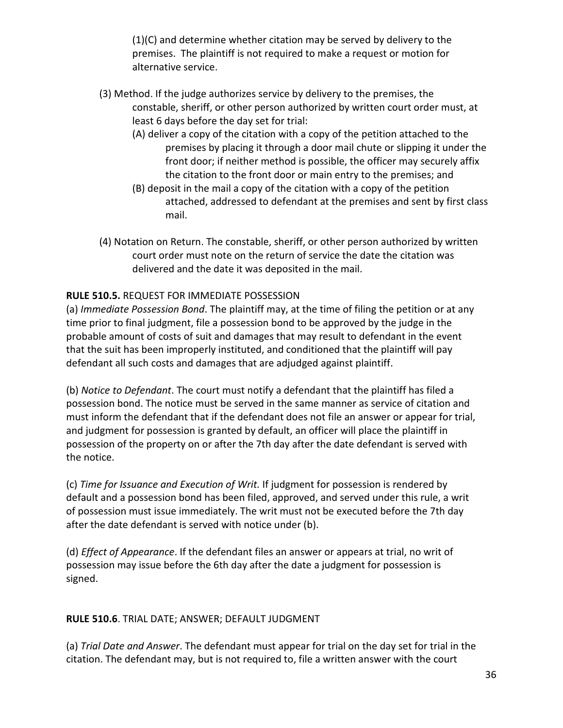(1)(C) and determine whether citation may be served by delivery to the premises. The plaintiff is not required to make a request or motion for alternative service.

(3) Method. If the judge authorizes service by delivery to the premises, the constable, sheriff, or other person authorized by written court order must, at least 6 days before the day set for trial:

(A) deliver a copy of the citation with a copy of the petition attached to the premises by placing it through a door mail chute or slipping it under the front door; if neither method is possible, the officer may securely affix the citation to the front door or main entry to the premises; and

(B) deposit in the mail a copy of the citation with a copy of the petition attached, addressed to defendant at the premises and sent by first class mail.

(4) Notation on Return. The constable, sheriff, or other person authorized by written court order must note on the return of service the date the citation was delivered and the date it was deposited in the mail.

**RULE 510.5.** REQUEST FOR IMMEDIATE POSSESSION

(a) *Immediate Possession Bond*. The plaintiff may, at the time of filing the petition or at any time prior to final judgment, file a possession bond to be approved by the judge in the probable amount of costs of suit and damages that may result to defendant in the event that the suit has been improperly instituted, and conditioned that the plaintiff will pay defendant all such costs and damages that are adjudged against plaintiff.

(b) *Notice to Defendant*. The court must notify a defendant that the plaintiff has filed a possession bond. The notice must be served in the same manner as service of citation and must inform the defendant that if the defendant does not file an answer or appear for trial, and judgment for possession is granted by default, an officer will place the plaintiff in possession of the property on or after the 7th day after the date defendant is served with the notice.

(c) *Time for Issuance and Execution of Writ.* If judgment for possession is rendered by default and a possession bond has been filed, approved, and served under this rule, a writ of possession must issue immediately. The writ must not be executed before the 7th day after the date defendant is served with notice under (b).

(d) *Effect of Appearance*. If the defendant files an answer or appears at trial, no writ of possession may issue before the 6th day after the date a judgment for possession is signed.

**RULE 510.6**. TRIAL DATE; ANSWER; DEFAULT JUDGMENT

(a) *Trial Date and Answer*. The defendant must appear for trial on the day set for trial in the citation. The defendant may, but is not required to, file a written answer with the court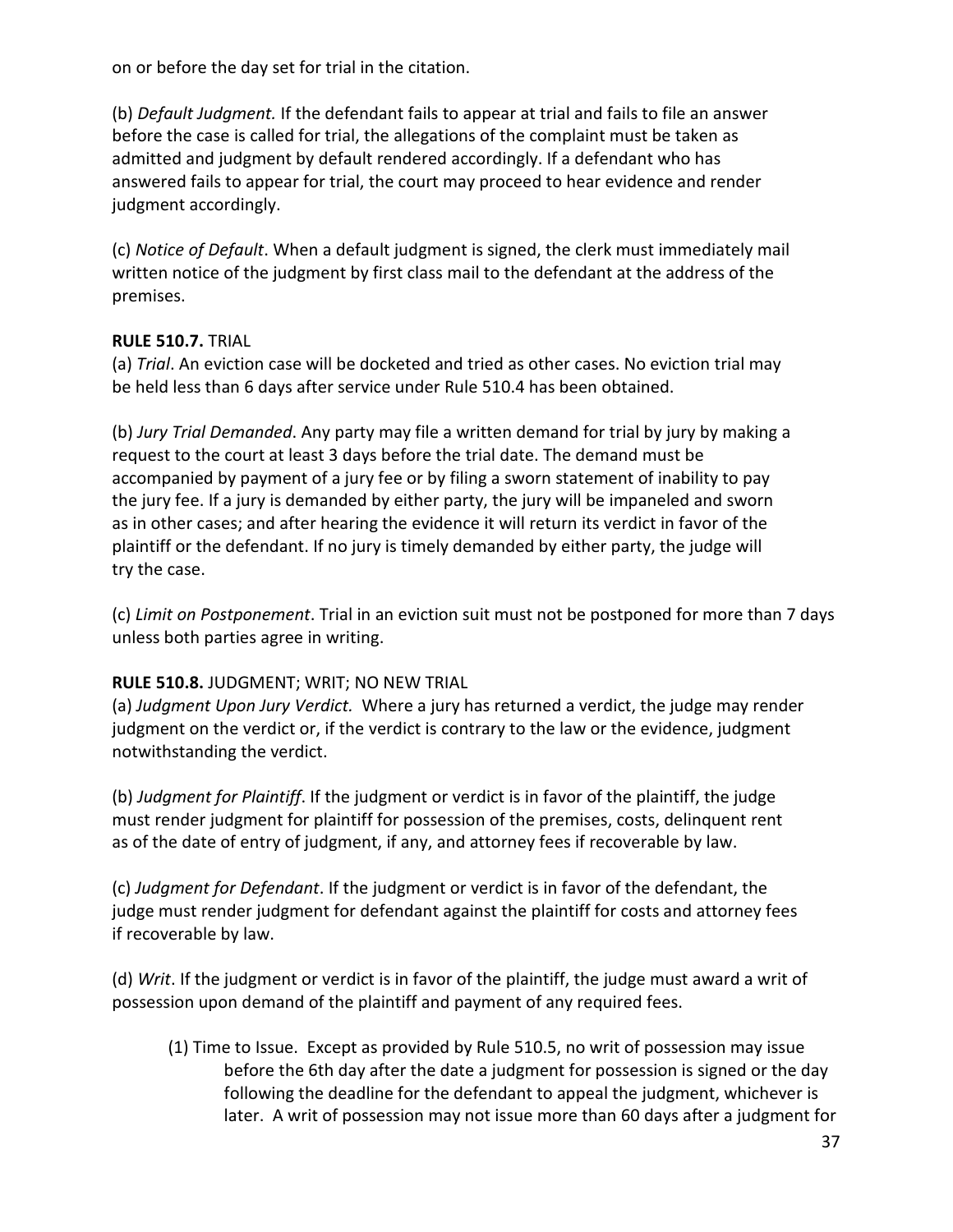on or before the day set for trial in the citation.

(b) *Default Judgment.* If the defendant fails to appear at trial and fails to file an answer before the case is called for trial, the allegations of the complaint must be taken as admitted and judgment by default rendered accordingly. If a defendant who has answered fails to appear for trial, the court may proceed to hear evidence and render judgment accordingly.

(c) *Notice of Default*. When a default judgment is signed, the clerk must immediately mail written notice of the judgment by first class mail to the defendant at the address of the premises.

**RULE 510.7.** TRIAL

(a) *Trial*. An eviction case will be docketed and tried as other cases. No eviction trial may be held less than 6 days after service under Rule 510.4 has been obtained.

(b) *Jury Trial Demanded*. Any party may file a written demand for trial by jury by making a request to the court at least 3 days before the trial date. The demand must be accompanied by payment of a jury fee or by filing a sworn statement of inability to pay the jury fee. If a jury is demanded by either party, the jury will be impaneled and sworn as in other cases; and after hearing the evidence it will return its verdict in favor of the plaintiff or the defendant. If no jury is timely demanded by either party, the judge will try the case.

(c) *Limit on Postponement*. Trial in an eviction suit must not be postponed for more than 7 days unless both parties agree in writing.

**RULE 510.8.** JUDGMENT; WRIT; NO NEW TRIAL

(a) *Judgment Upon Jury Verdict.* Where a jury has returned a verdict, the judge may render judgment on the verdict or, if the verdict is contrary to the law or the evidence, judgment notwithstanding the verdict.

(b) *Judgment for Plaintiff*. If the judgment or verdict is in favor of the plaintiff, the judge must render judgment for plaintiff for possession of the premises, costs, delinquent rent as of the date of entry of judgment, if any, and attorney fees if recoverable by law.

(c) *Judgment for Defendant*. If the judgment or verdict is in favor of the defendant, the judge must render judgment for defendant against the plaintiff for costs and attorney fees if recoverable by law.

(d) *Writ*. If the judgment or verdict is in favor of the plaintiff, the judge must award a writ of possession upon demand of the plaintiff and payment of any required fees.

> (1) Time to Issue. Except as provided by Rule 510.5, no writ of possession may issue before the 6th day after the date a judgment for possession is signed or the day following the deadline for the defendant to appeal the judgment, whichever is later. A writ of possession may not issue more than 60 days after a judgment for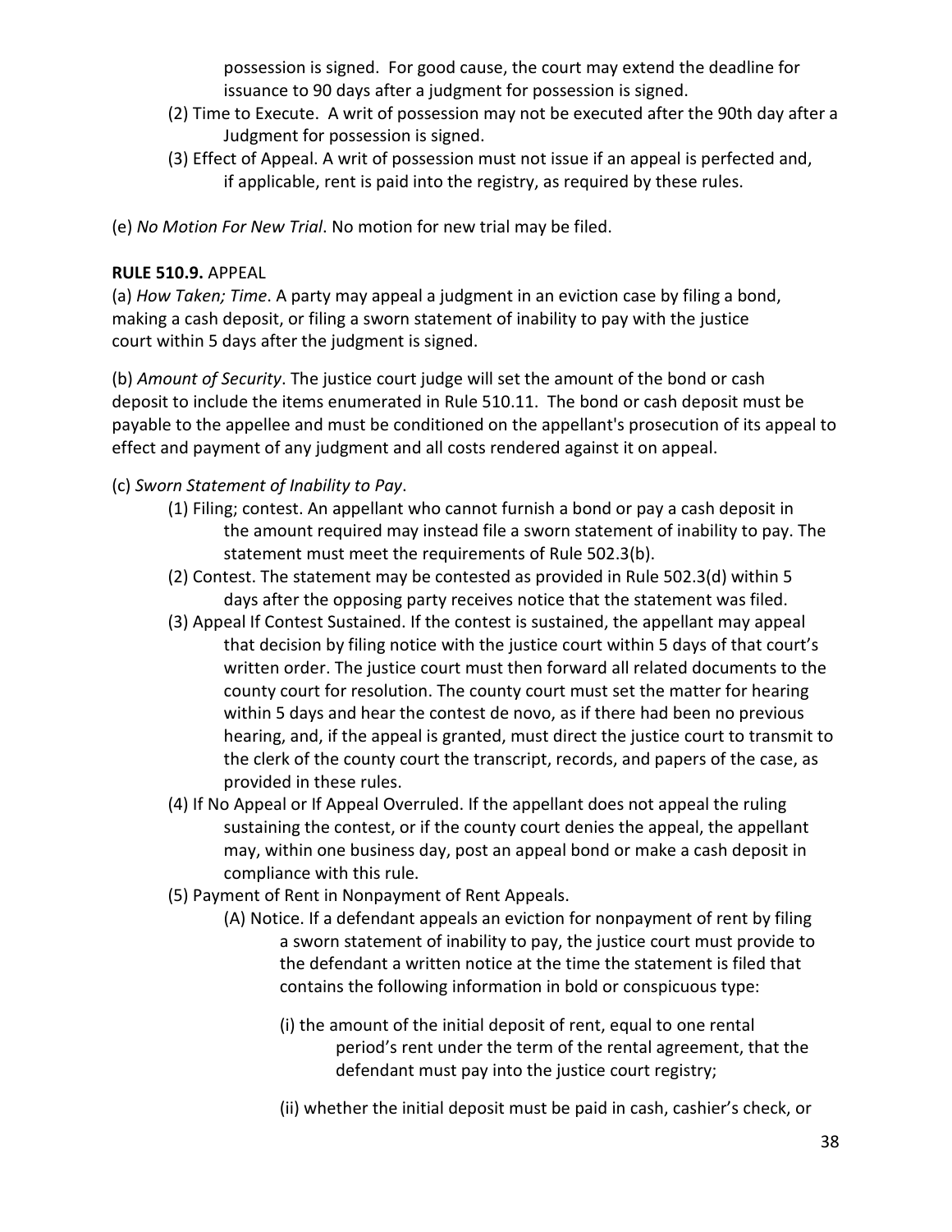possession is signed. For good cause, the court may extend the deadline for issuance to 90 days after a judgment for possession is signed.

(2) Time to Execute. A writ of possession may not be executed after the 90th day after a Judgment for possession is signed.

(3) Effect of Appeal. A writ of possession must not issue if an appeal is perfected and, if applicable, rent is paid into the registry, as required by these rules.

(e) *No Motion For New Trial*. No motion for new trial may be filed.

**RULE 510.9.** APPEAL

(a) *How Taken; Time*. A party may appeal a judgment in an eviction case by filing a bond, making a cash deposit, or filing a sworn statement of inability to pay with the justice court within 5 days after the judgment is signed.

(b) *Amount of Security*. The justice court judge will set the amount of the bond or cash deposit to include the items enumerated in Rule 510.11. The bond or cash deposit must be payable to the appellee and must be conditioned on the appellant's prosecution of its appeal to effect and payment of any judgment and all costs rendered against it on appeal.

(c) *Sworn Statement of Inability to Pay*.

(1) Filing; contest. An appellant who cannot furnish a bond or pay a cash deposit in the amount required may instead file a sworn statement of inability to pay. The statement must meet the requirements of Rule 502.3(b).

(2) Contest. The statement may be contested as provided in Rule 502.3(d) within 5 days after the opposing party receives notice that the statement was filed.

(3) Appeal If Contest Sustained. If the contest is sustained, the appellant may appeal that decision by filing notice with the justice court within 5 days of that court's written order. The justice court must then forward all related documents to the county court for resolution. The county court must set the matter for hearing within 5 days and hear the contest de novo, as if there had been no previous hearing, and, if the appeal is granted, must direct the justice court to transmit to the clerk of the county court the transcript, records, and papers of the case, as provided in these rules.

(4) If No Appeal or If Appeal Overruled. If the appellant does not appeal the ruling sustaining the contest, or if the county court denies the appeal, the appellant may, within one business day, post an appeal bond or make a cash deposit in compliance with this rule.

(5) Payment of Rent in Nonpayment of Rent Appeals.

(A) Notice. If a defendant appeals an eviction for nonpayment of rent by filing a sworn statement of inability to pay, the justice court must provide to the defendant a written notice at the time the statement is filed that contains the following information in bold or conspicuous type:

(i) the amount of the initial deposit of rent, equal to one rental period's rent under the term of the rental agreement, that the defendant must pay into the justice court registry;

(ii) whether the initial deposit must be paid in cash, cashier's check, or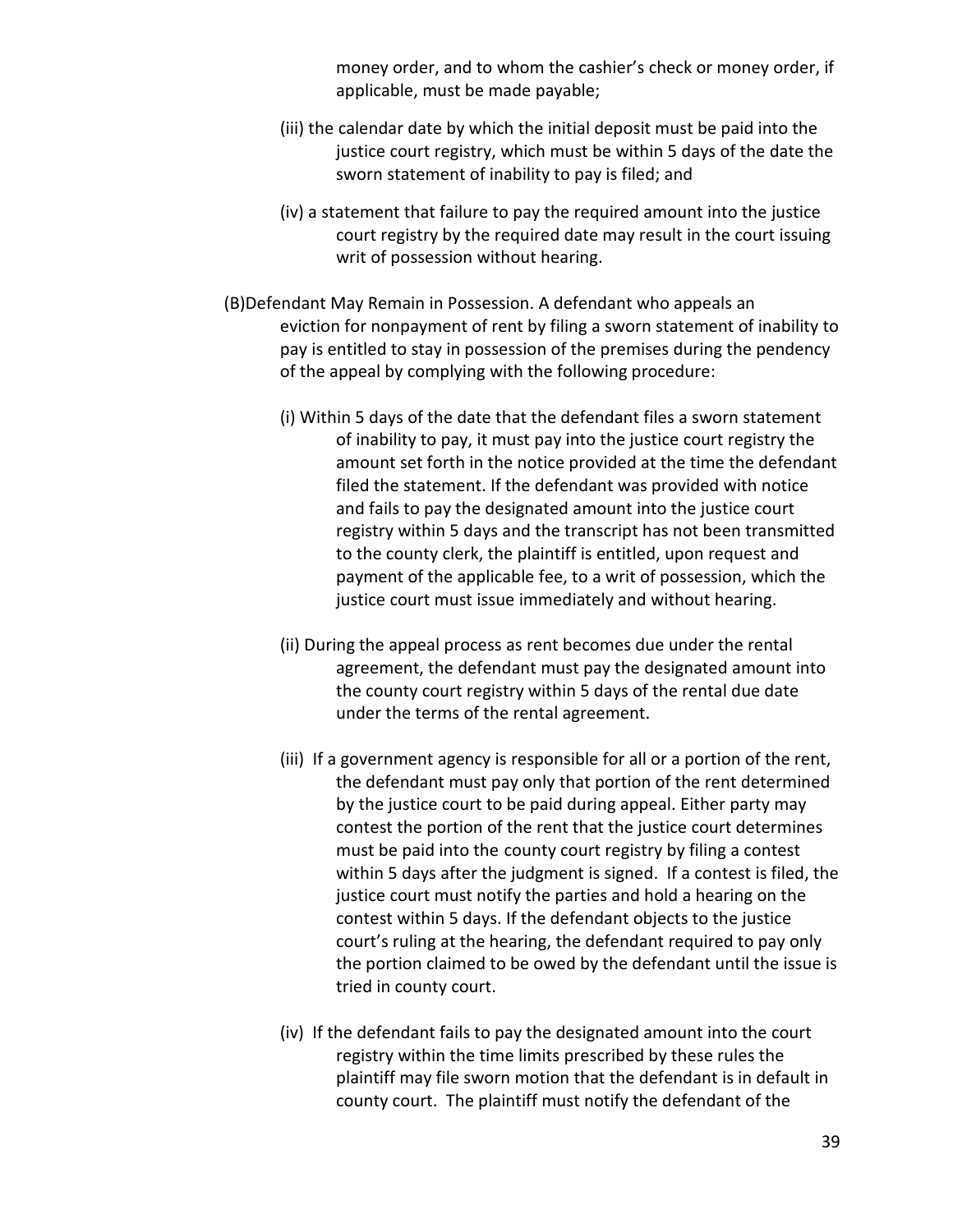money order, and to whom the cashier's check or money order, if applicable, must be made payable;

(iii) the calendar date by which the initial deposit must be paid into the justice court registry, which must be within 5 days of the date the sworn statement of inability to pay is filed; and

(iv) a statement that failure to pay the required amount into the justice court registry by the required date may result in the court issuing writ of possession without hearing.

(B)Defendant May Remain in Possession. A defendant who appeals an eviction for nonpayment of rent by filing a sworn statement of inability to pay is entitled to stay in possession of the premises during the pendency of the appeal by complying with the following procedure:

(i) Within 5 days of the date that the defendant files a sworn statement of inability to pay, it must pay into the justice court registry the amount set forth in the notice provided at the time the defendant filed the statement. If the defendant was provided with notice and fails to pay the designated amount into the justice court registry within 5 days and the transcript has not been transmitted to the county clerk, the plaintiff is entitled, upon request and payment of the applicable fee, to a writ of possession, which the justice court must issue immediately and without hearing.

(ii) During the appeal process as rent becomes due under the rental agreement, the defendant must pay the designated amount into the county court registry within 5 days of the rental due date under the terms of the rental agreement.

(iii) If a government agency is responsible for all or a portion of the rent, the defendant must pay only that portion of the rent determined by the justice court to be paid during appeal. Either party may contest the portion of the rent that the justice court determines must be paid into the county court registry by filing a contest within 5 days after the judgment is signed. If a contest is filed, the justice court must notify the parties and hold a hearing on the contest within 5 days. If the defendant objects to the justice court's ruling at the hearing, the defendant required to pay only the portion claimed to be owed by the defendant until the issue is tried in county court.

(iv) If the defendant fails to pay the designated amount into the court registry within the time limits prescribed by these rules the plaintiff may file sworn motion that the defendant is in default in county court. The plaintiff must notify the defendant of the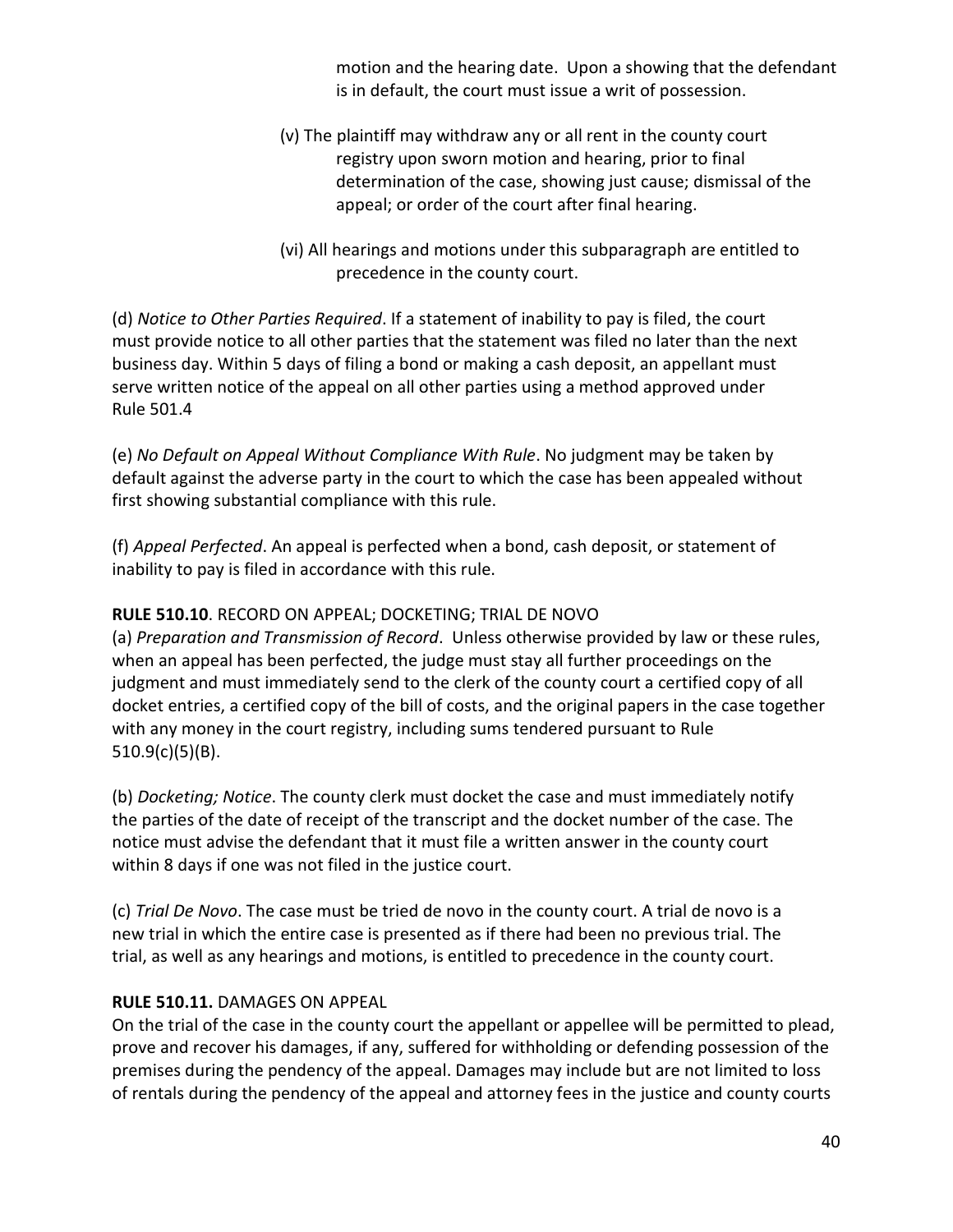motion and the hearing date. Upon a showing that the defendant is in default, the court must issue a writ of possession.

(v) The plaintiff may withdraw any or all rent in the county court registry upon sworn motion and hearing, prior to final determination of the case, showing just cause; dismissal of the appeal; or order of the court after final hearing.

(vi) All hearings and motions under this subparagraph are entitled to precedence in the county court.

(d) *Notice to Other Parties Required*. If a statement of inability to pay is filed, the court must provide notice to all other parties that the statement was filed no later than the next business day. Within 5 days of filing a bond or making a cash deposit, an appellant must serve written notice of the appeal on all other parties using a method approved under Rule 501.4

(e) *No Default on Appeal Without Compliance With Rule*. No judgment may be taken by default against the adverse party in the court to which the case has been appealed without first showing substantial compliance with this rule.

(f) *Appeal Perfected*. An appeal is perfected when a bond, cash deposit, or statement of inability to pay is filed in accordance with this rule.

**RULE 510.10**. RECORD ON APPEAL; DOCKETING; TRIAL DE NOVO

(a) *Preparation and Transmission of Record*. Unless otherwise provided by law or these rules, when an appeal has been perfected, the judge must stay all further proceedings on the judgment and must immediately send to the clerk of the county court a certified copy of all docket entries, a certified copy of the bill of costs, and the original papers in the case together with any money in the court registry, including sums tendered pursuant to Rule 510.9(c)(5)(B).

(b) *Docketing; Notice*. The county clerk must docket the case and must immediately notify the parties of the date of receipt of the transcript and the docket number of the case. The notice must advise the defendant that it must file a written answer in the county court within 8 days if one was not filed in the justice court.

(c) *Trial De Novo*. The case must be tried de novo in the county court. A trial de novo is a new trial in which the entire case is presented as if there had been no previous trial. The trial, as well as any hearings and motions, is entitled to precedence in the county court.

**RULE 510.11.** DAMAGES ON APPEAL

On the trial of the case in the county court the appellant or appellee will be permitted to plead, prove and recover his damages, if any, suffered for withholding or defending possession of the premises during the pendency of the appeal. Damages may include but are not limited to loss of rentals during the pendency of the appeal and attorney fees in the justice and county courts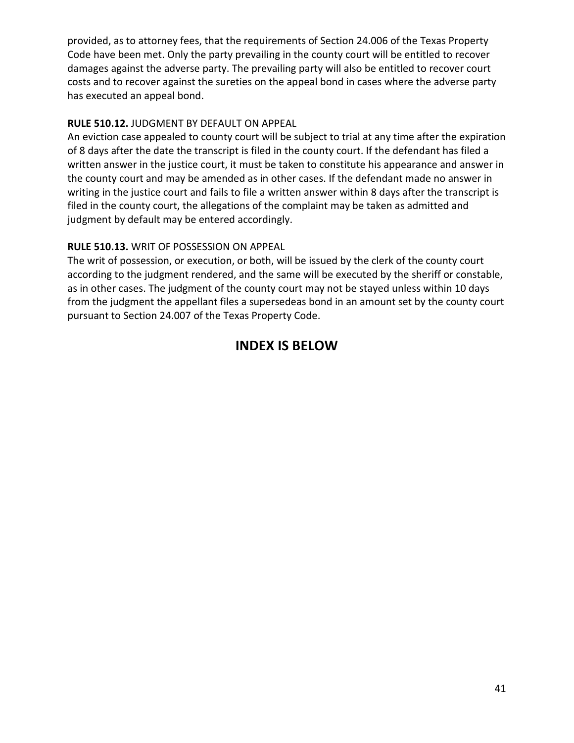provided, as to attorney fees, that the requirements of Section 24.006 of the Texas Property Code have been met. Only the party prevailing in the county court will be entitled to recover damages against the adverse party. The prevailing party will also be entitled to recover court costs and to recover against the sureties on the appeal bond in cases where the adverse party has executed an appeal bond.

**RULE 510.12.** JUDGMENT BY DEFAULT ON APPEAL

An eviction case appealed to county court will be subject to trial at any time after the expiration of 8 days after the date the transcript is filed in the county court. If the defendant has filed a written answer in the justice court, it must be taken to constitute his appearance and answer in the county court and may be amended as in other cases. If the defendant made no answer in writing in the justice court and fails to file a written answer within 8 days after the transcript is filed in the county court, the allegations of the complaint may be taken as admitted and judgment by default may be entered accordingly.

**RULE 510.13.** WRIT OF POSSESSION ON APPEAL

The writ of possession, or execution, or both, will be issued by the clerk of the county court according to the judgment rendered, and the same will be executed by the sheriff or constable, as in other cases. The judgment of the county court may not be stayed unless within 10 days from the judgment the appellant files a supersedeas bond in an amount set by the county court pursuant to Section 24.007 of the Texas Property Code.

## INDEX IS BELOW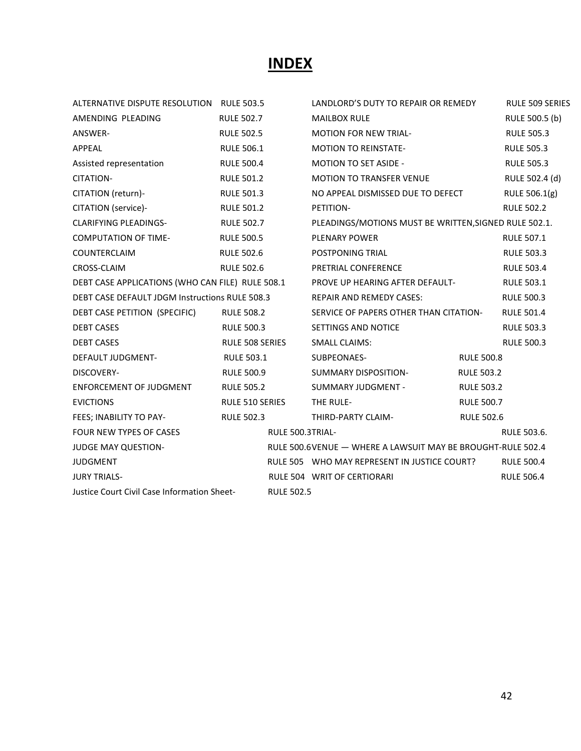# INDEX

| | |
|---|---|
| ALTERNATIVE DISPUTE RESOLUTION | RULE 503.5 |
| AMENDING PLEADING | RULE 502.7 |
| ANSWER- | RULE 502.5 |
| APPEAL | RULE 506.1 |
| Assisted representation | RULE 500.4 |
| CITATION- | RULE 501.2 |
| CITATION (return)- | RULE 501.3 |
| CITATION (service)- | RULE 501.2 |
| CLARIFYING PLEADINGS- | RULE 502.7 |
| COMPUTATION OF TIME- | RULE 500.5 |
| COUNTERCLAIM | RULE 502.6 |
| CROSS-CLAIM | RULE 502.6 |
| DEBT CASE APPLICATIONS (WHO CAN FILE) | RULE 508.1 |
| DEBT CASE DEFAULT JDGM Instructions | RULE 508.3 |
| DEBT CASE PETITION (SPECIFIC) | RULE 508.2 |
| DEBT CASES | RULE 500.3 |
| DEBT CASES | RULE 508 SERIES |
| DEFAULT JUDGMENT- | RULE 503.1 |
| DISCOVERY- | RULE 500.9 |
| ENFORCEMENT OF JUDGMENT | RULE 505.2 |
| EVICTIONS | RULE 510 SERIES |
| FEES; INABILITY TO PAY- | RULE 502.3 |
| FOUR NEW TYPES OF CASES | RULE 500.3 |
| JUDGE MAY QUESTION- | RULE 500.6 |
| JUDGMENT | RULE 505 |
| JURY TRIALS- | RULE 504 |
| Justice Court Civil Case Information Sheet- | RULE 502.5 |
| LANDLORD'S DUTY TO REPAIR OR REMEDY | RULE 509 SERIES |
| MAILBOX RULE | RULE 500.5 (b) |
| MOTION FOR NEW TRIAL- | RULE 505.3 |
| MOTION TO REINSTATE- | RULE 505.3 |
| MOTION TO SET ASIDE - | RULE 505.3 |
| MOTION TO TRANSFER VENUE | RULE 502.4 (d) |
| NO APPEAL DISMISSED DUE TO DEFECT | RULE 506.1(g) |
| PETITION- | RULE 502.2 |
| PLEADINGS/MOTIONS MUST BE WRITTEN,SIGNED | RULE 502.1. |
| PLENARY POWER | RULE 507.1 |
| POSTPONING TRIAL | RULE 503.3 |
| PRETRIAL CONFERENCE | RULE 503.4 |
| PROVE UP HEARING AFTER DEFAULT- | RULE 503.1 |
| REPAIR AND REMEDY CASES: | RULE 500.3 |
| SERVICE OF PAPERS OTHER THAN CITATION- | RULE 501.4 |
| SETTINGS AND NOTICE | RULE 503.3 |
| SMALL CLAIMS: | RULE 500.3 |
| SUBPEONAES- | RULE 500.8 |
| SUMMARY DISPOSITION- | RULE 503.2 |
| SUMMARY JUDGMENT - | RULE 503.2 |
| THE RULE- | RULE 500.7 |
| THIRD-PARTY CLAIM- | RULE 502.6 |
| TRIAL- | RULE 503.6. |
| VENUE — WHERE A LAWSUIT MAY BE BROUGHT- | RULE 502.4 |
| WHO MAY REPRESENT IN JUSTICE COURT? | RULE 500.4 |
| WRIT OF CERTIORARI | RULE 506.4 |